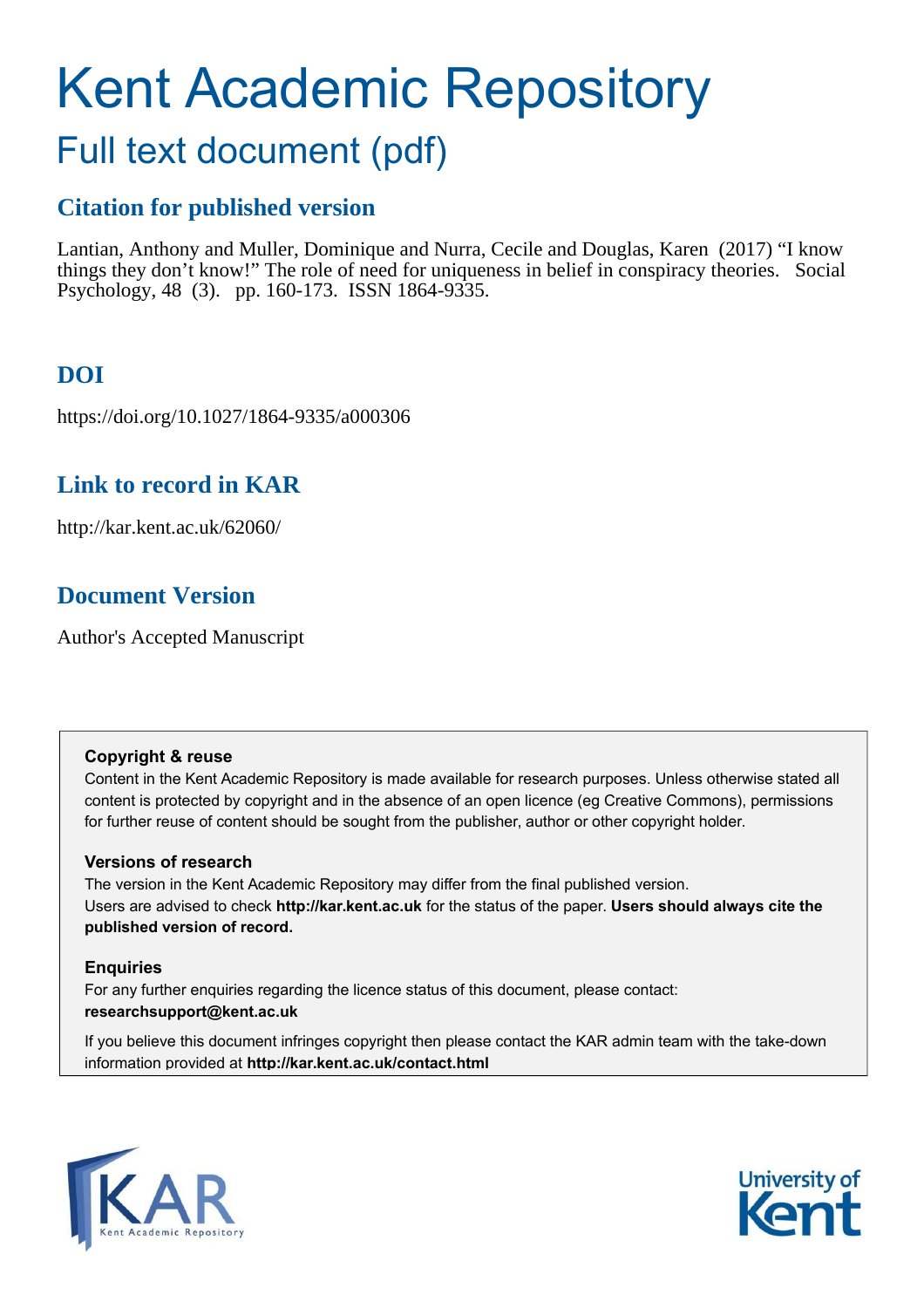# Kent Academic Repository

## Full text document (pdf)

### Citation for published version

Lantian, Anthony and Muller, Dominique and Nurra, Cecile and Douglas, Karen (2017) "I know things they don't know!" The role of need for uniqueness in belief in conspiracy theories. Social Psychology, 48 (3). pp. 160-173. ISSN 1864-9335.

### DOI

https://doi.org/10.1027/1864-9335/a000306

### Link to record in KAR

http://kar.kent.ac.uk/62060/

### Document Version

Author's Accepted Manuscript

**Copyright & reuse**

Content in the Kent Academic Repository is made available for research purposes. Unless otherwise stated all content is protected by copyright and in the absence of an open licence (eg Creative Commons), permissions for further reuse of content should be sought from the publisher, author or other copyright holder.

**Versions of research**

The version in the Kent Academic Repository may differ from the final published version. Users are advised to check **http://kar.kent.ac.uk** for the status of the paper. **Users should always cite the published version of record.**

**Enquiries**

For any further enquiries regarding the licence status of this document, please contact: **researchsupport@kent.ac.uk**

If you believe this document infringes copyright then please contact the KAR admin team with the take-down information provided at **http://kar.kent.ac.uk/contact.html**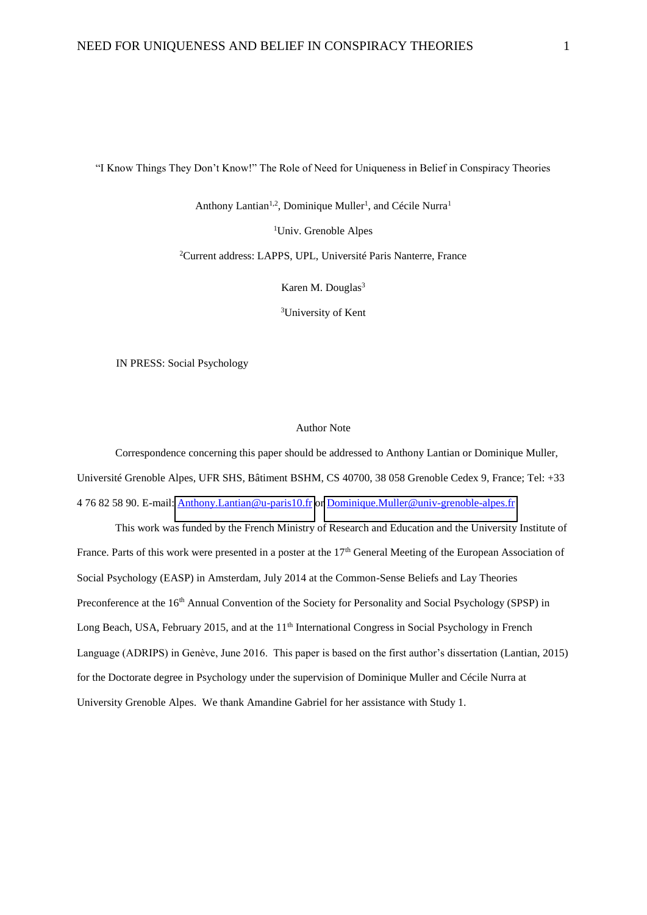"I Know Things They Don't Know!" The Role of Need for Uniqueness in Belief in Conspiracy Theories

Anthony Lantian[1,2], Dominique Muller[1], and Cécile Nurra[1]

[1]Univ. Grenoble Alpes

[2]Current address: LAPPS, UPL, Université Paris Nanterre, France

Karen M. Douglas[3]

[3]University of Kent

IN PRESS: Social Psychology

Author Note

Correspondence concerning this paper should be addressed to Anthony Lantian or Dominique Muller, Université Grenoble Alpes, UFR SHS, Bâtiment BSHM, CS 40700, 38 058 Grenoble Cedex 9, France; Tel: +33 4 76 82 58 90. E-mail: Anthony.Lantian@u-paris10.fr or Dominique.Muller@univ-grenoble-alpes.fr

This work was funded by the French Ministry of Research and Education and the University Institute of France. Parts of this work were presented in a poster at the 17th General Meeting of the European Association of Social Psychology (EASP) in Amsterdam, July 2014 at the Common-Sense Beliefs and Lay Theories Preconference at the 16th Annual Convention of the Society for Personality and Social Psychology (SPSP) in Long Beach, USA, February 2015, and at the 11th International Congress in Social Psychology in French Language (ADRIPS) in Genève, June 2016. This paper is based on the first author's dissertation (Lantian, 2015) for the Doctorate degree in Psychology under the supervision of Dominique Muller and Cécile Nurra at University Grenoble Alpes. We thank Amandine Gabriel for her assistance with Study 1.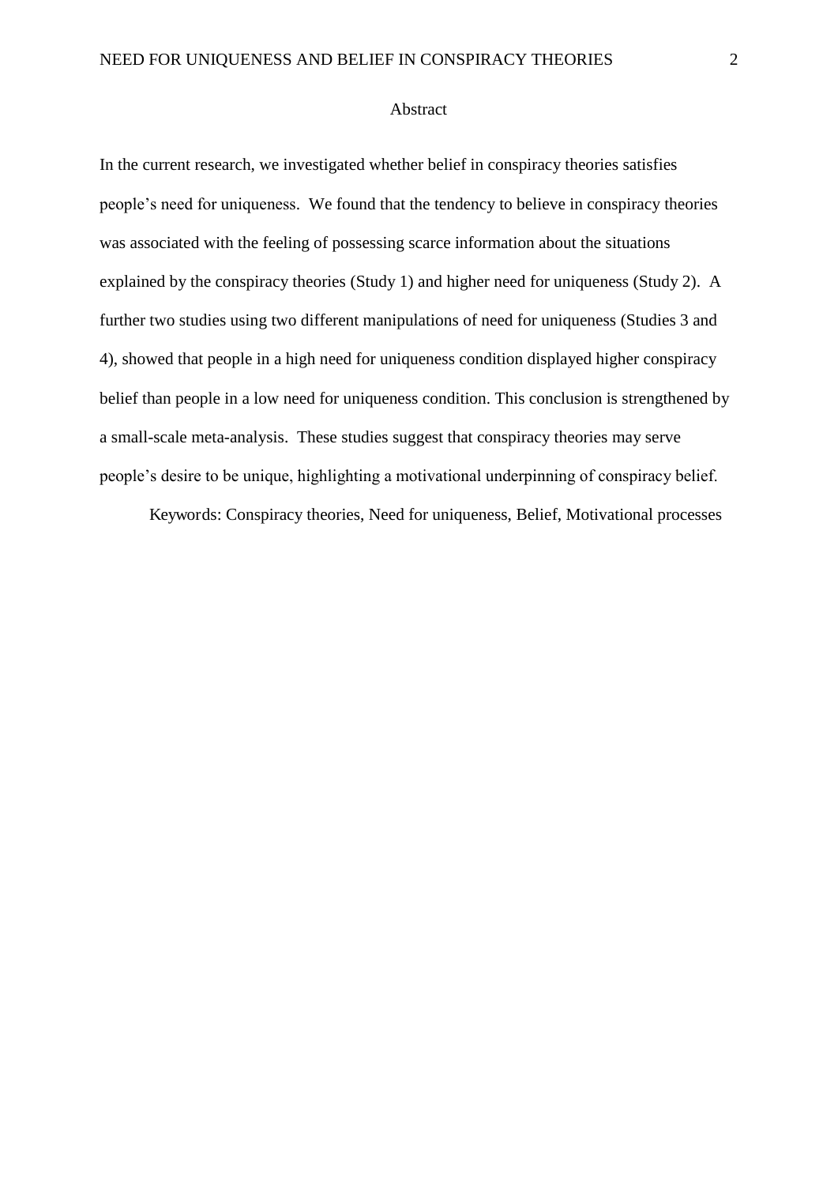## Abstract

In the current research, we investigated whether belief in conspiracy theories satisfies people's need for uniqueness. We found that the tendency to believe in conspiracy theories was associated with the feeling of possessing scarce information about the situations explained by the conspiracy theories (Study 1) and higher need for uniqueness (Study 2). A further two studies using two different manipulations of need for uniqueness (Studies 3 and 4), showed that people in a high need for uniqueness condition displayed higher conspiracy belief than people in a low need for uniqueness condition. This conclusion is strengthened by a small-scale meta-analysis. These studies suggest that conspiracy theories may serve people's desire to be unique, highlighting a motivational underpinning of conspiracy belief.

Keywords: Conspiracy theories, Need for uniqueness, Belief, Motivational processes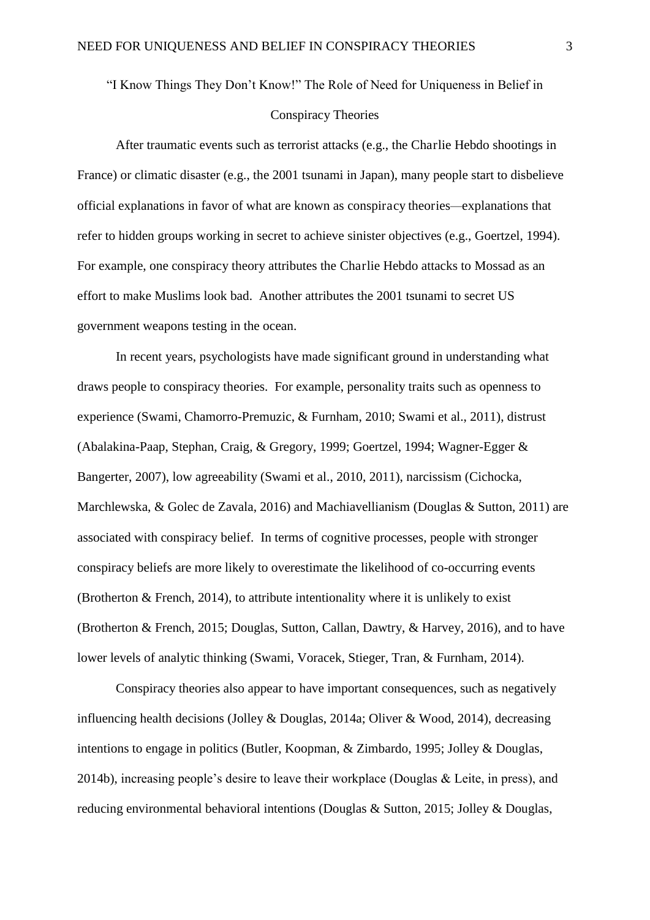“I Know Things They Don’t Know!” The Role of Need for Uniqueness in Belief in Conspiracy Theories

After traumatic events such as terrorist attacks (e.g., the Charlie Hebdo shootings in France) or climatic disaster (e.g., the 2001 tsunami in Japan), many people start to disbelieve official explanations in favor of what are known as conspiracy theories—explanations that refer to hidden groups working in secret to achieve sinister objectives (e.g., Goertzel, 1994). For example, one conspiracy theory attributes the Charlie Hebdo attacks to Mossad as an effort to make Muslims look bad. Another attributes the 2001 tsunami to secret US government weapons testing in the ocean.

In recent years, psychologists have made significant ground in understanding what draws people to conspiracy theories. For example, personality traits such as openness to experience (Swami, Chamorro-Premuzic, & Furnham, 2010; Swami et al., 2011), distrust (Abalakina-Paap, Stephan, Craig, & Gregory, 1999; Goertzel, 1994; Wagner-Egger & Bangerter, 2007), low agreeability (Swami et al., 2010, 2011), narcissism (Cichocka, Marchlewska, & Golec de Zavala, 2016) and Machiavellianism (Douglas & Sutton, 2011) are associated with conspiracy belief. In terms of cognitive processes, people with stronger conspiracy beliefs are more likely to overestimate the likelihood of co-occurring events (Brotherton & French, 2014), to attribute intentionality where it is unlikely to exist (Brotherton & French, 2015; Douglas, Sutton, Callan, Dawtry, & Harvey, 2016), and to have lower levels of analytic thinking (Swami, Voracek, Stieger, Tran, & Furnham, 2014).

Conspiracy theories also appear to have important consequences, such as negatively influencing health decisions (Jolley & Douglas, 2014a; Oliver & Wood, 2014), decreasing intentions to engage in politics (Butler, Koopman, & Zimbardo, 1995; Jolley & Douglas, 2014b), increasing people’s desire to leave their workplace (Douglas & Leite, in press), and reducing environmental behavioral intentions (Douglas & Sutton, 2015; Jolley & Douglas,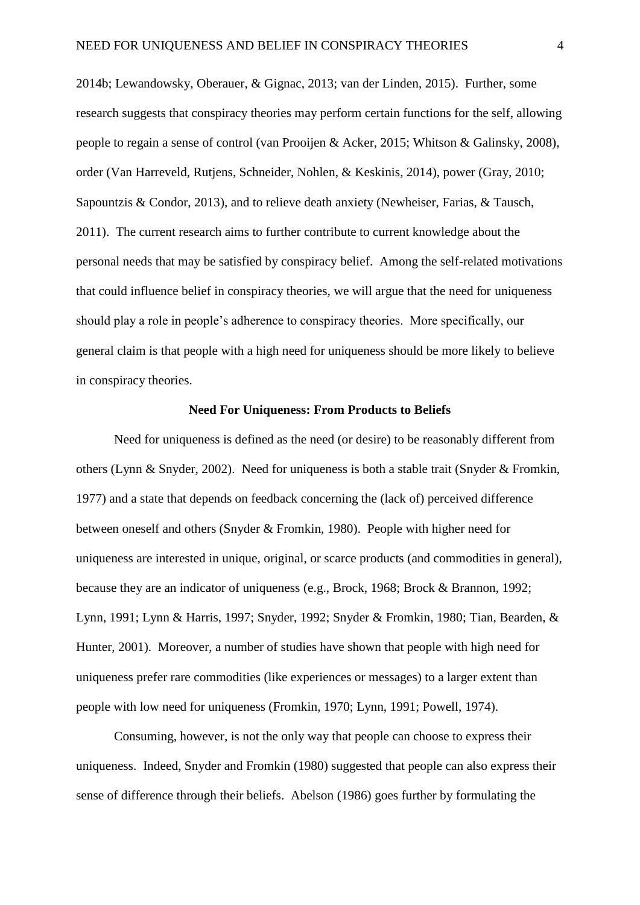2014b; Lewandowsky, Oberauer, & Gignac, 2013; van der Linden, 2015). Further, some research suggests that conspiracy theories may perform certain functions for the self, allowing people to regain a sense of control (van Prooijen & Acker, 2015; Whitson & Galinsky, 2008), order (Van Harreveld, Rutjens, Schneider, Nohlen, & Keskinis, 2014), power (Gray, 2010; Sapountzis & Condor, 2013), and to relieve death anxiety (Newheiser, Farias, & Tausch, 2011). The current research aims to further contribute to current knowledge about the personal needs that may be satisfied by conspiracy belief. Among the self-related motivations that could influence belief in conspiracy theories, we will argue that the need for uniqueness should play a role in people's adherence to conspiracy theories. More specifically, our general claim is that people with a high need for uniqueness should be more likely to believe in conspiracy theories.

## Need For Uniqueness: From Products to Beliefs

Need for uniqueness is defined as the need (or desire) to be reasonably different from others (Lynn & Snyder, 2002). Need for uniqueness is both a stable trait (Snyder & Fromkin, 1977) and a state that depends on feedback concerning the (lack of) perceived difference between oneself and others (Snyder & Fromkin, 1980). People with higher need for uniqueness are interested in unique, original, or scarce products (and commodities in general), because they are an indicator of uniqueness (e.g., Brock, 1968; Brock & Brannon, 1992; Lynn, 1991; Lynn & Harris, 1997; Snyder, 1992; Snyder & Fromkin, 1980; Tian, Bearden, & Hunter, 2001). Moreover, a number of studies have shown that people with high need for uniqueness prefer rare commodities (like experiences or messages) to a larger extent than people with low need for uniqueness (Fromkin, 1970; Lynn, 1991; Powell, 1974).

Consuming, however, is not the only way that people can choose to express their uniqueness. Indeed, Snyder and Fromkin (1980) suggested that people can also express their sense of difference through their beliefs. Abelson (1986) goes further by formulating the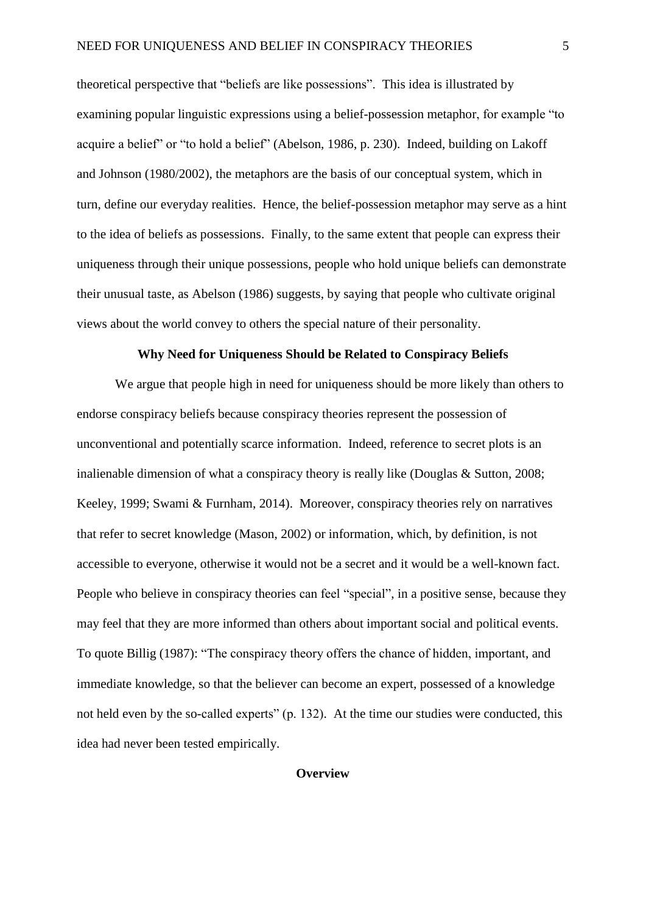theoretical perspective that "beliefs are like possessions". This idea is illustrated by examining popular linguistic expressions using a belief-possession metaphor, for example "to acquire a belief" or "to hold a belief" (Abelson, 1986, p. 230). Indeed, building on Lakoff and Johnson (1980/2002), the metaphors are the basis of our conceptual system, which in turn, define our everyday realities. Hence, the belief-possession metaphor may serve as a hint to the idea of beliefs as possessions. Finally, to the same extent that people can express their uniqueness through their unique possessions, people who hold unique beliefs can demonstrate their unusual taste, as Abelson (1986) suggests, by saying that people who cultivate original views about the world convey to others the special nature of their personality.

## Why Need for Uniqueness Should be Related to Conspiracy Beliefs

We argue that people high in need for uniqueness should be more likely than others to endorse conspiracy beliefs because conspiracy theories represent the possession of unconventional and potentially scarce information. Indeed, reference to secret plots is an inalienable dimension of what a conspiracy theory is really like (Douglas & Sutton, 2008; Keeley, 1999; Swami & Furnham, 2014). Moreover, conspiracy theories rely on narratives that refer to secret knowledge (Mason, 2002) or information, which, by definition, is not accessible to everyone, otherwise it would not be a secret and it would be a well-known fact. People who believe in conspiracy theories can feel "special", in a positive sense, because they may feel that they are more informed than others about important social and political events. To quote Billig (1987): "The conspiracy theory offers the chance of hidden, important, and immediate knowledge, so that the believer can become an expert, possessed of a knowledge not held even by the so-called experts" (p. 132). At the time our studies were conducted, this idea had never been tested empirically.

## Overview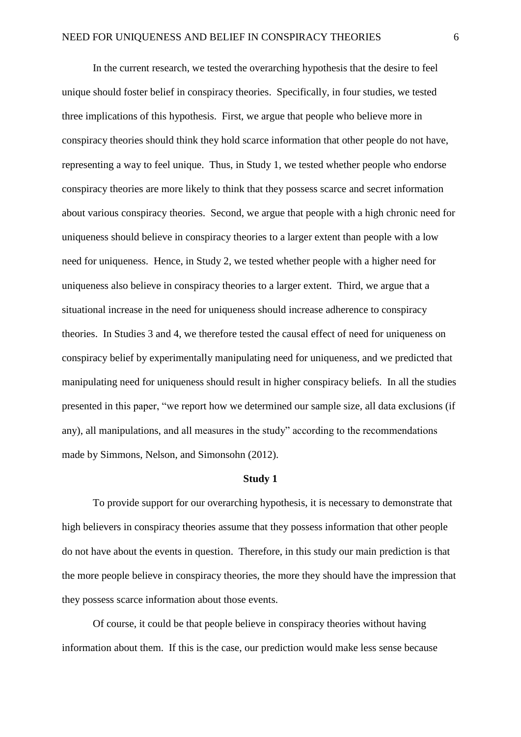In the current research, we tested the overarching hypothesis that the desire to feel unique should foster belief in conspiracy theories. Specifically, in four studies, we tested three implications of this hypothesis. First, we argue that people who believe more in conspiracy theories should think they hold scarce information that other people do not have, representing a way to feel unique. Thus, in Study 1, we tested whether people who endorse conspiracy theories are more likely to think that they possess scarce and secret information about various conspiracy theories. Second, we argue that people with a high chronic need for uniqueness should believe in conspiracy theories to a larger extent than people with a low need for uniqueness. Hence, in Study 2, we tested whether people with a higher need for uniqueness also believe in conspiracy theories to a larger extent. Third, we argue that a situational increase in the need for uniqueness should increase adherence to conspiracy theories. In Studies 3 and 4, we therefore tested the causal effect of need for uniqueness on conspiracy belief by experimentally manipulating need for uniqueness, and we predicted that manipulating need for uniqueness should result in higher conspiracy beliefs. In all the studies presented in this paper, "we report how we determined our sample size, all data exclusions (if any), all manipulations, and all measures in the study" according to the recommendations made by Simmons, Nelson, and Simonsohn (2012).

## Study 1

To provide support for our overarching hypothesis, it is necessary to demonstrate that high believers in conspiracy theories assume that they possess information that other people do not have about the events in question. Therefore, in this study our main prediction is that the more people believe in conspiracy theories, the more they should have the impression that they possess scarce information about those events.

Of course, it could be that people believe in conspiracy theories without having information about them. If this is the case, our prediction would make less sense because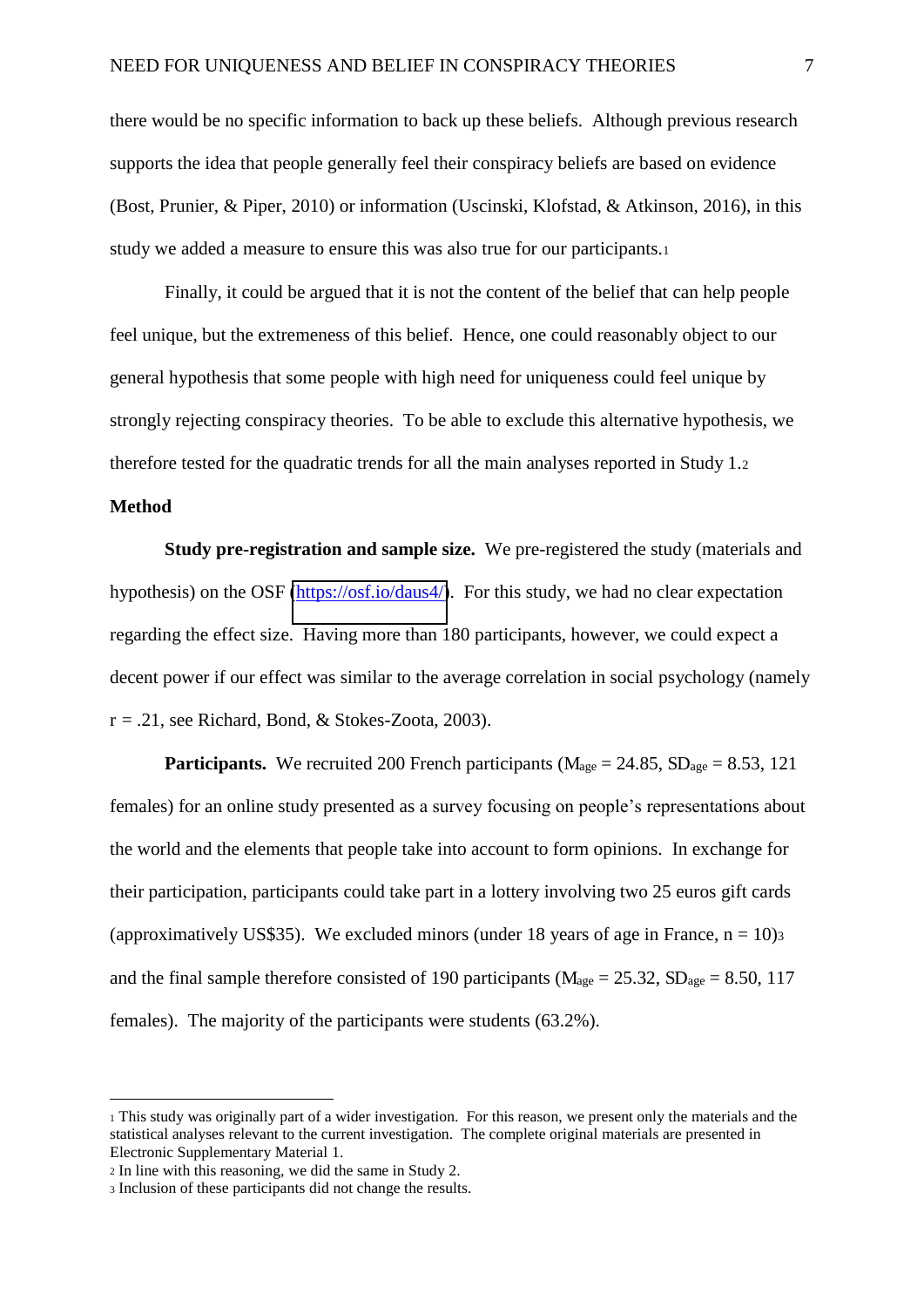there would be no specific information to back up these beliefs. Although previous research supports the idea that people generally feel their conspiracy beliefs are based on evidence (Bost, Prunier, & Piper, 2010) or information (Uscinski, Klofstad, & Atkinson, 2016), in this study we added a measure to ensure this was also true for our participants.[1]

Finally, it could be argued that it is not the content of the belief that can help people feel unique, but the extremeness of this belief. Hence, one could reasonably object to our general hypothesis that some people with high need for uniqueness could feel unique by strongly rejecting conspiracy theories. To be able to exclude this alternative hypothesis, we therefore tested for the quadratic trends for all the main analyses reported in Study 1.[2]

## Method

**Study pre-registration and sample size.** We pre-registered the study (materials and hypothesis) on the OSF (https://osf.io/daus4/). For this study, we had no clear expectation regarding the effect size. Having more than 180 participants, however, we could expect a decent power if our effect was similar to the average correlation in social psychology (namely $r = .21$, see Richard, Bond, & Stokes-Zoota, 2003).

**Participants.** We recruited 200 French participants ($M_{age} = 24.85$, $SD_{age} = 8.53$, 121 females) for an online study presented as a survey focusing on people's representations about the world and the elements that people take into account to form opinions. In exchange for their participation, participants could take part in a lottery involving two 25 euros gift cards (approximatively US$35). We excluded minors (under 18 years of age in France, $n = 10$)[3] and the final sample therefore consisted of 190 participants ($M_{age} = 25.32$, $SD_{age} = 8.50$, 117 females). The majority of the participants were students (63.2%).

---

[1] This study was originally part of a wider investigation. For this reason, we present only the materials and the statistical analyses relevant to the current investigation. The complete original materials are presented in Electronic Supplementary Material 1.

[2] In line with this reasoning, we did the same in Study 2.

[3] Inclusion of these participants did not change the results.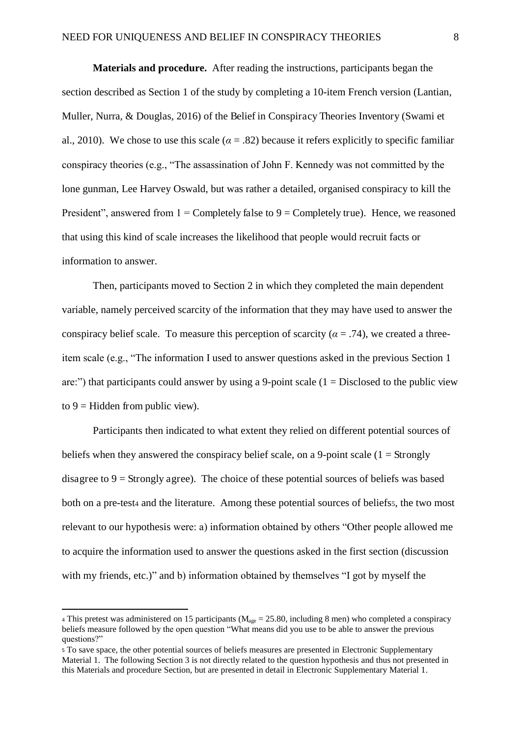**Materials and procedure.** After reading the instructions, participants began the section described as Section 1 of the study by completing a 10-item French version (Lantian, Muller, Nurra, & Douglas, 2016) of the Belief in Conspiracy Theories Inventory (Swami et al., 2010). We chose to use this scale ($\alpha = .82$) because it refers explicitly to specific familiar conspiracy theories (e.g., "The assassination of John F. Kennedy was not committed by the lone gunman, Lee Harvey Oswald, but was rather a detailed, organised conspiracy to kill the President", answered from 1 = Completely false to 9 = Completely true). Hence, we reasoned that using this kind of scale increases the likelihood that people would recruit facts or information to answer.

Then, participants moved to Section 2 in which they completed the main dependent variable, namely perceived scarcity of the information that they may have used to answer the conspiracy belief scale. To measure this perception of scarcity ($\alpha = .74$), we created a three-item scale (e.g., "The information I used to answer questions asked in the previous Section 1 are:") that participants could answer by using a 9-point scale (1 = Disclosed to the public view to 9 = Hidden from public view).

Participants then indicated to what extent they relied on different potential sources of beliefs when they answered the conspiracy belief scale, on a 9-point scale (1 = Strongly disagree to 9 = Strongly agree). The choice of these potential sources of beliefs was based both on a pre-test[4] and the literature. Among these potential sources of beliefs[5], the two most relevant to our hypothesis were: a) information obtained by others "Other people allowed me to acquire the information used to answer the questions asked in the first section (discussion with my friends, etc.)" and b) information obtained by themselves "I got by myself the

---

[4] This pretest was administered on 15 participants ($M_{age} = 25.80$, including 8 men) who completed a conspiracy beliefs measure followed by the open question "What means did you use to be able to answer the previous questions?"

[5] To save space, the other potential sources of beliefs measures are presented in Electronic Supplementary Material 1. The following Section 3 is not directly related to the question hypothesis and thus not presented in this Materials and procedure Section, but are presented in detail in Electronic Supplementary Material 1.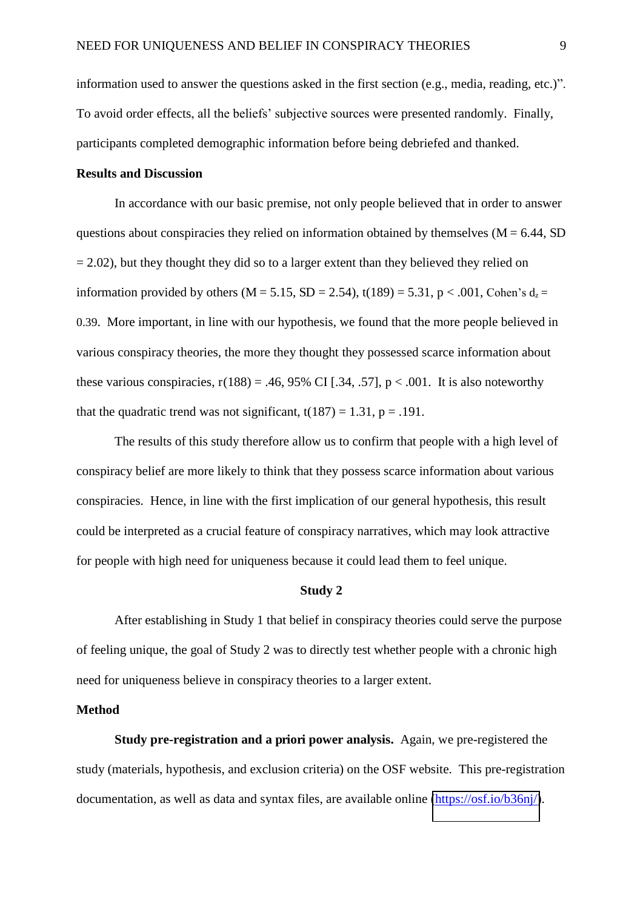information used to answer the questions asked in the first section (e.g., media, reading, etc.)". To avoid order effects, all the beliefs' subjective sources were presented randomly. Finally, participants completed demographic information before being debriefed and thanked.

**Results and Discussion**

In accordance with our basic premise, not only people believed that in order to answer questions about conspiracies they relied on information obtained by themselves ($M = 6.44$, $SD = 2.02$), but they thought they did so to a larger extent than they believed they relied on information provided by others ($M = 5.15$, $SD = 2.54$), $t(189) = 5.31$, $p < .001$, Cohen's $d_z = 0.39$. More important, in line with our hypothesis, we found that the more people believed in various conspiracy theories, the more they thought they possessed scarce information about these various conspiracies, $r(188) = .46$, 95% CI [.34, .57], $p < .001$. It is also noteworthy that the quadratic trend was not significant, $t(187) = 1.31$, $p = .191$.

The results of this study therefore allow us to confirm that people with a high level of conspiracy belief are more likely to think that they possess scarce information about various conspiracies. Hence, in line with the first implication of our general hypothesis, this result could be interpreted as a crucial feature of conspiracy narratives, which may look attractive for people with high need for uniqueness because it could lead them to feel unique.

## Study 2

After establishing in Study 1 that belief in conspiracy theories could serve the purpose of feeling unique, the goal of Study 2 was to directly test whether people with a chronic high need for uniqueness believe in conspiracy theories to a larger extent.

**Method**

**Study pre-registration and a priori power analysis.** Again, we pre-registered the study (materials, hypothesis, and exclusion criteria) on the OSF website. This pre-registration documentation, as well as data and syntax files, are available online (https://osf.io/b36nj/).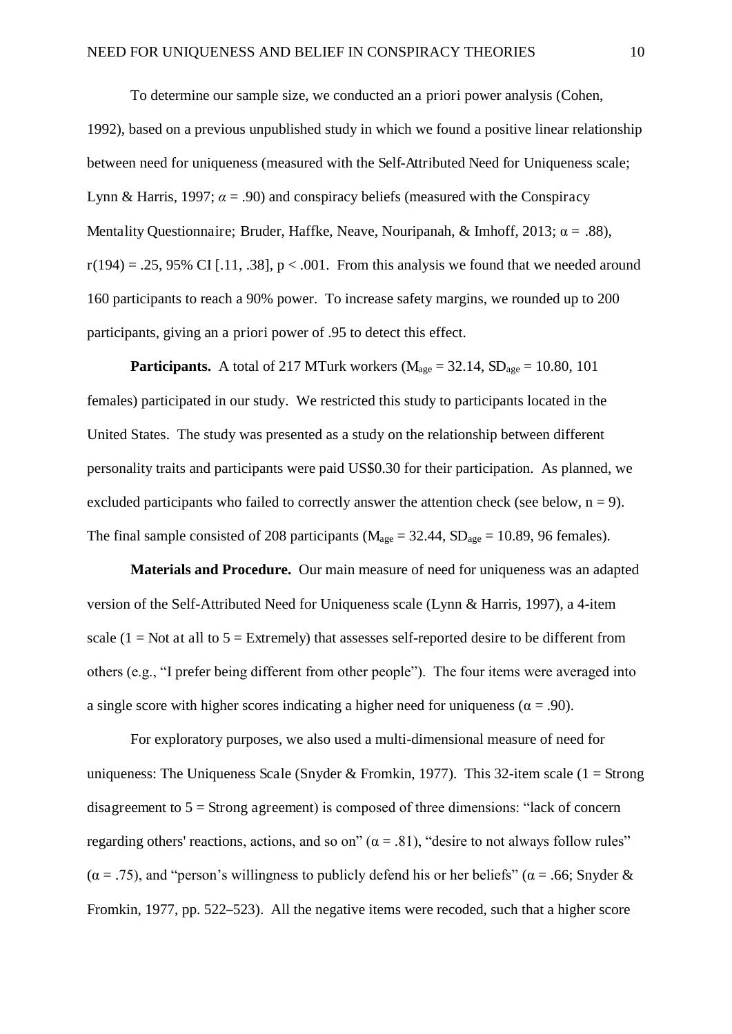To determine our sample size, we conducted an a priori power analysis (Cohen, 1992), based on a previous unpublished study in which we found a positive linear relationship between need for uniqueness (measured with the Self-Attributed Need for Uniqueness scale; Lynn & Harris, 1997; $\alpha = .90$) and conspiracy beliefs (measured with the Conspiracy Mentality Questionnaire; Bruder, Haffke, Neave, Nouripanah, & Imhoff, 2013; $\alpha = .88$), $r(194) = .25$, 95% CI [.11, .38], $p < .001$. From this analysis we found that we needed around 160 participants to reach a 90% power. To increase safety margins, we rounded up to 200 participants, giving an a priori power of .95 to detect this effect.

**Participants.** A total of 217 MTurk workers ($M_{age} = 32.14$, $SD_{age} = 10.80$, 101 females) participated in our study. We restricted this study to participants located in the United States. The study was presented as a study on the relationship between different personality traits and participants were paid US$0.30 for their participation. As planned, we excluded participants who failed to correctly answer the attention check (see below, $n = 9$). The final sample consisted of 208 participants ($M_{age} = 32.44$, $SD_{age} = 10.89$, 96 females).

**Materials and Procedure.** Our main measure of need for uniqueness was an adapted version of the Self-Attributed Need for Uniqueness scale (Lynn & Harris, 1997), a 4-item scale (1 = Not at all to 5 = Extremely) that assesses self-reported desire to be different from others (e.g., "I prefer being different from other people"). The four items were averaged into a single score with higher scores indicating a higher need for uniqueness ($\alpha = .90$).

For exploratory purposes, we also used a multi-dimensional measure of need for uniqueness: The Uniqueness Scale (Snyder & Fromkin, 1977). This 32-item scale (1 = Strong disagreement to 5 = Strong agreement) is composed of three dimensions: "lack of concern regarding others' reactions, actions, and so on" ($\alpha = .81$), "desire to not always follow rules" ($\alpha = .75$), and "person's willingness to publicly defend his or her beliefs" ($\alpha = .66$; Snyder & Fromkin, 1977, pp. 522–523). All the negative items were recoded, such that a higher score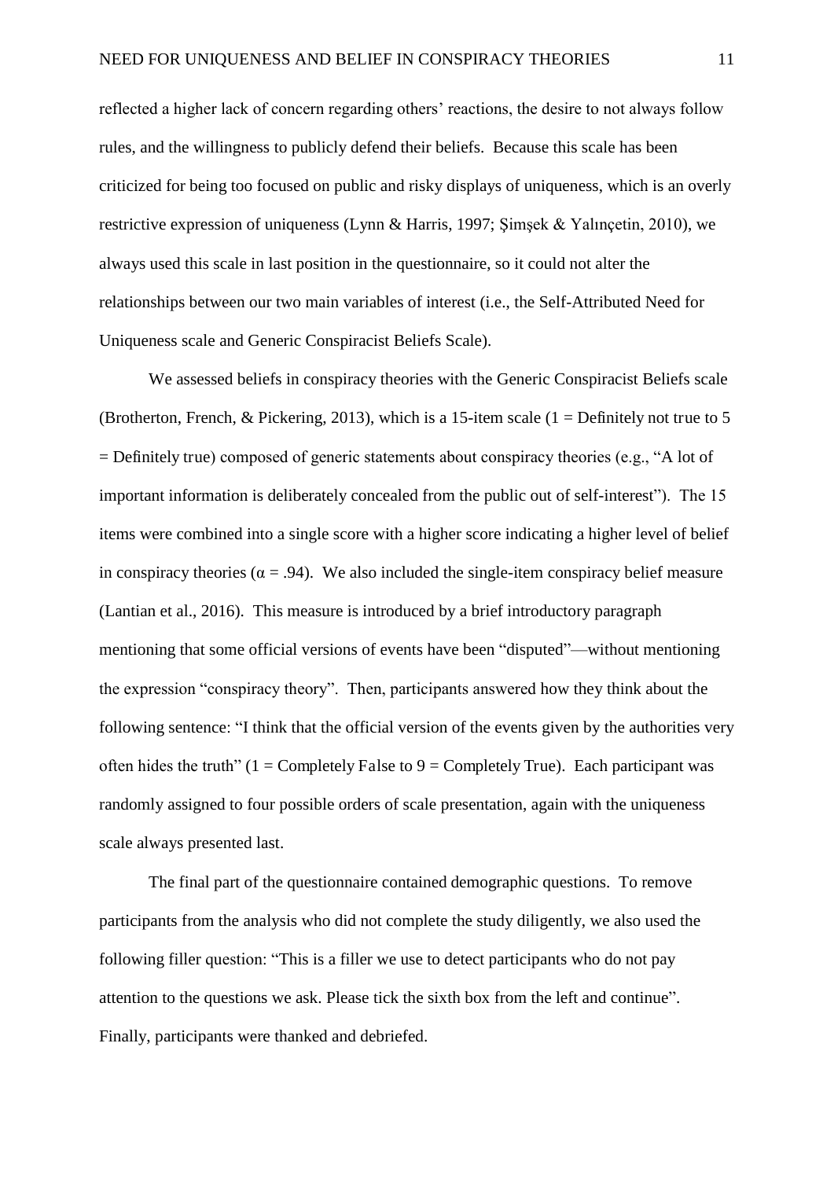reflected a higher lack of concern regarding others' reactions, the desire to not always follow rules, and the willingness to publicly defend their beliefs. Because this scale has been criticized for being too focused on public and risky displays of uniqueness, which is an overly restrictive expression of uniqueness (Lynn & Harris, 1997; Şimşek & Yalınçetin, 2010), we always used this scale in last position in the questionnaire, so it could not alter the relationships between our two main variables of interest (i.e., the Self-Attributed Need for Uniqueness scale and Generic Conspiracist Beliefs Scale).

We assessed beliefs in conspiracy theories with the Generic Conspiracist Beliefs scale (Brotherton, French, & Pickering, 2013), which is a 15-item scale (1 = Definitely not true to 5 = Definitely true) composed of generic statements about conspiracy theories (e.g., "A lot of important information is deliberately concealed from the public out of self-interest"). The 15 items were combined into a single score with a higher score indicating a higher level of belief in conspiracy theories ($\alpha = .94$). We also included the single-item conspiracy belief measure (Lantian et al., 2016). This measure is introduced by a brief introductory paragraph mentioning that some official versions of events have been "disputed"—without mentioning the expression "conspiracy theory". Then, participants answered how they think about the following sentence: "I think that the official version of the events given by the authorities very often hides the truth" (1 = Completely False to 9 = Completely True). Each participant was randomly assigned to four possible orders of scale presentation, again with the uniqueness scale always presented last.

The final part of the questionnaire contained demographic questions. To remove participants from the analysis who did not complete the study diligently, we also used the following filler question: "This is a filler we use to detect participants who do not pay attention to the questions we ask. Please tick the sixth box from the left and continue". Finally, participants were thanked and debriefed.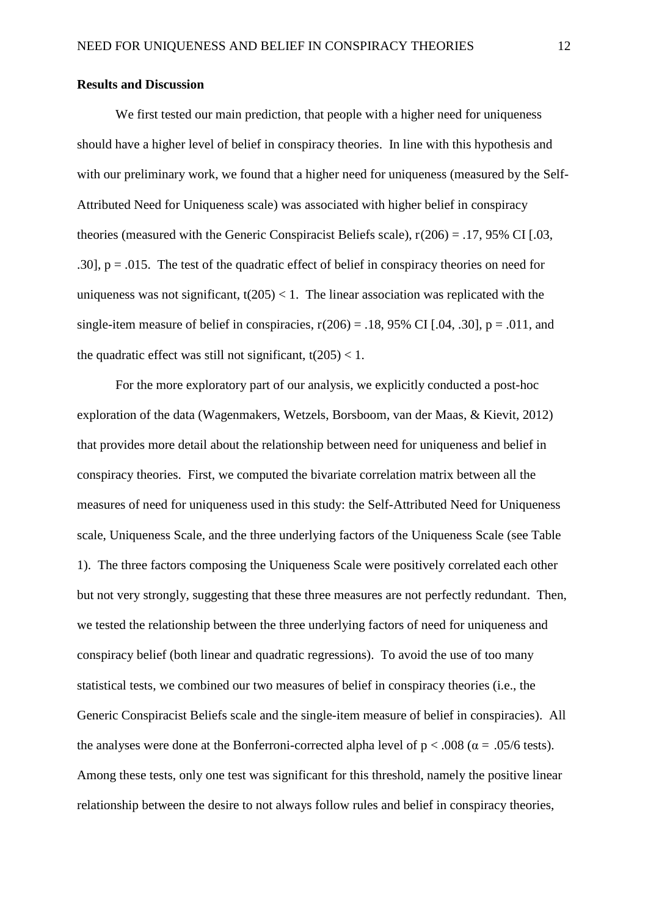**Results and Discussion**

We first tested our main prediction, that people with a higher need for uniqueness should have a higher level of belief in conspiracy theories. In line with this hypothesis and with our preliminary work, we found that a higher need for uniqueness (measured by the Self-Attributed Need for Uniqueness scale) was associated with higher belief in conspiracy theories (measured with the Generic Conspiracist Beliefs scale), $r(206) = .17$, 95% CI [.03, .30], $p = .015$. The test of the quadratic effect of belief in conspiracy theories on need for uniqueness was not significant, $t(205) < 1$. The linear association was replicated with the single-item measure of belief in conspiracies, $r(206) = .18$, 95% CI [.04, .30], $p = .011$, and the quadratic effect was still not significant, $t(205) < 1$.

For the more exploratory part of our analysis, we explicitly conducted a post-hoc exploration of the data (Wagenmakers, Wetzels, Borsboom, van der Maas, & Kievit, 2012) that provides more detail about the relationship between need for uniqueness and belief in conspiracy theories. First, we computed the bivariate correlation matrix between all the measures of need for uniqueness used in this study: the Self-Attributed Need for Uniqueness scale, Uniqueness Scale, and the three underlying factors of the Uniqueness Scale (see Table 1). The three factors composing the Uniqueness Scale were positively correlated each other but not very strongly, suggesting that these three measures are not perfectly redundant. Then, we tested the relationship between the three underlying factors of need for uniqueness and conspiracy belief (both linear and quadratic regressions). To avoid the use of too many statistical tests, we combined our two measures of belief in conspiracy theories (i.e., the Generic Conspiracist Beliefs scale and the single-item measure of belief in conspiracies). All the analyses were done at the Bonferroni-corrected alpha level of $p < .008$ ($\alpha = .05/6$ tests). Among these tests, only one test was significant for this threshold, namely the positive linear relationship between the desire to not always follow rules and belief in conspiracy theories,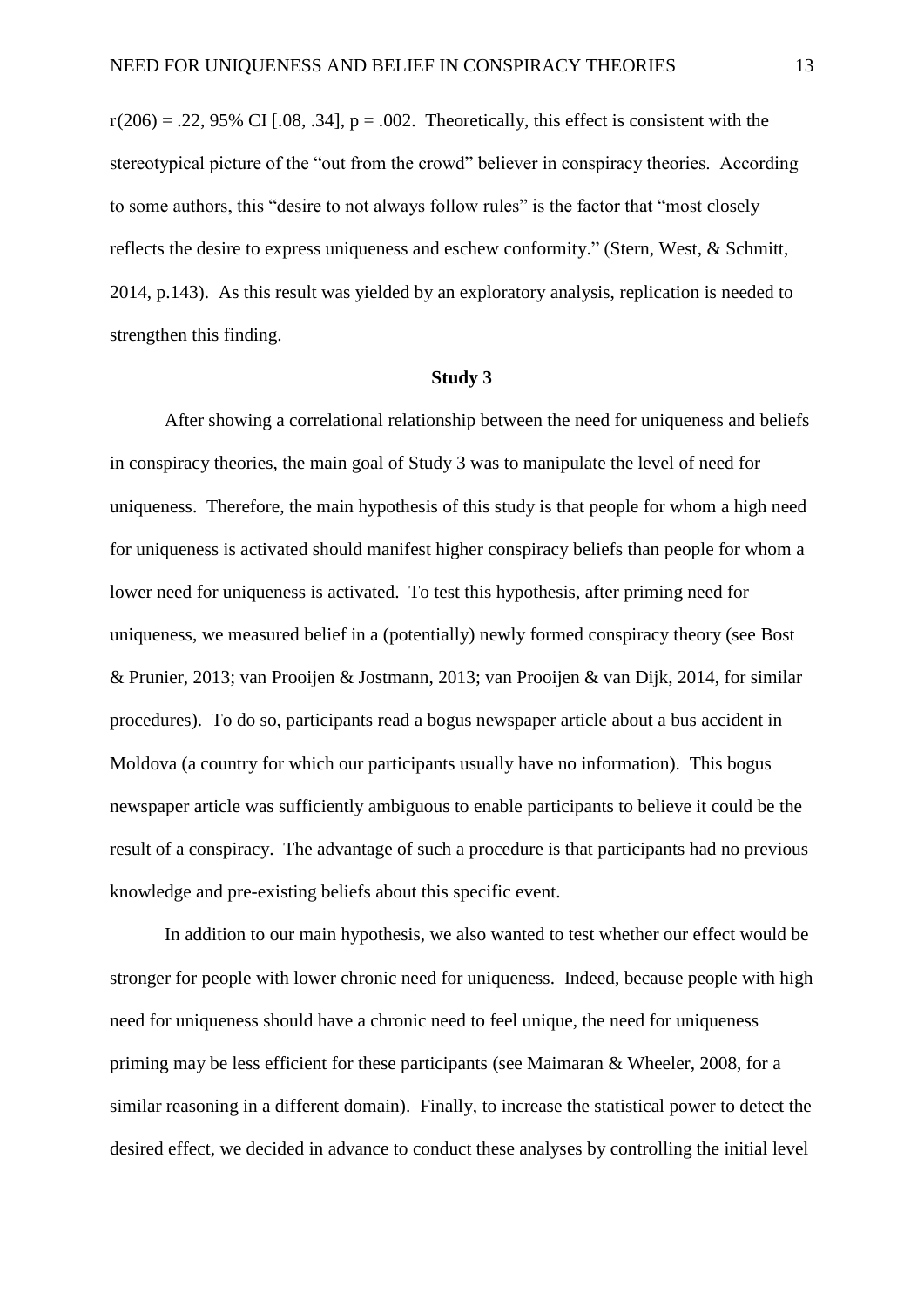$r(206) = .22$, 95% CI [.08, .34], $p = .002$. Theoretically, this effect is consistent with the stereotypical picture of the "out from the crowd" believer in conspiracy theories. According to some authors, this "desire to not always follow rules" is the factor that "most closely reflects the desire to express uniqueness and eschew conformity." (Stern, West, & Schmitt, 2014, p.143). As this result was yielded by an exploratory analysis, replication is needed to strengthen this finding.

## Study 3

After showing a correlational relationship between the need for uniqueness and beliefs in conspiracy theories, the main goal of Study 3 was to manipulate the level of need for uniqueness. Therefore, the main hypothesis of this study is that people for whom a high need for uniqueness is activated should manifest higher conspiracy beliefs than people for whom a lower need for uniqueness is activated. To test this hypothesis, after priming need for uniqueness, we measured belief in a (potentially) newly formed conspiracy theory (see Bost & Prunier, 2013; van Prooijen & Jostmann, 2013; van Prooijen & van Dijk, 2014, for similar procedures). To do so, participants read a bogus newspaper article about a bus accident in Moldova (a country for which our participants usually have no information). This bogus newspaper article was sufficiently ambiguous to enable participants to believe it could be the result of a conspiracy. The advantage of such a procedure is that participants had no previous knowledge and pre-existing beliefs about this specific event.

In addition to our main hypothesis, we also wanted to test whether our effect would be stronger for people with lower chronic need for uniqueness. Indeed, because people with high need for uniqueness should have a chronic need to feel unique, the need for uniqueness priming may be less efficient for these participants (see Maimaran & Wheeler, 2008, for a similar reasoning in a different domain). Finally, to increase the statistical power to detect the desired effect, we decided in advance to conduct these analyses by controlling the initial level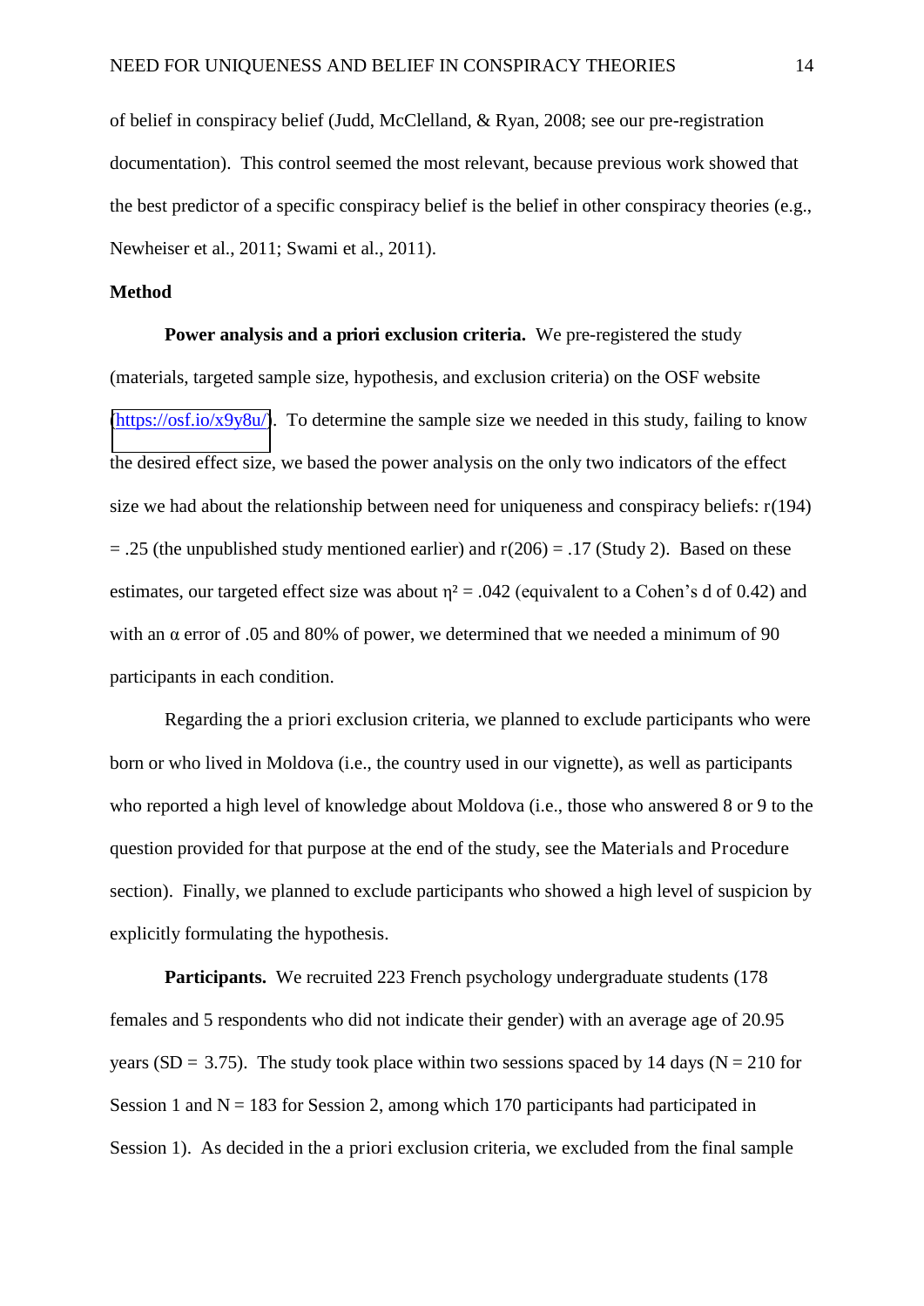of belief in conspiracy belief (Judd, McClelland, & Ryan, 2008; see our pre-registration documentation). This control seemed the most relevant, because previous work showed that the best predictor of a specific conspiracy belief is the belief in other conspiracy theories (e.g., Newheiser et al., 2011; Swami et al., 2011).

## Method

**Power analysis and a priori exclusion criteria.** We pre-registered the study (materials, targeted sample size, hypothesis, and exclusion criteria) on the OSF website (https://osf.io/x9y8u/). To determine the sample size we needed in this study, failing to know the desired effect size, we based the power analysis on the only two indicators of the effect size we had about the relationship between need for uniqueness and conspiracy beliefs: $r(194) = .25$ (the unpublished study mentioned earlier) and $r(206) = .17$ (Study 2). Based on these estimates, our targeted effect size was about $\eta^2 = .042$ (equivalent to a Cohen's d of 0.42) and with an $\alpha$ error of .05 and 80% of power, we determined that we needed a minimum of 90 participants in each condition.

Regarding the a priori exclusion criteria, we planned to exclude participants who were born or who lived in Moldova (i.e., the country used in our vignette), as well as participants who reported a high level of knowledge about Moldova (i.e., those who answered 8 or 9 to the question provided for that purpose at the end of the study, see the Materials and Procedure section). Finally, we planned to exclude participants who showed a high level of suspicion by explicitly formulating the hypothesis.

**Participants.** We recruited 223 French psychology undergraduate students (178 females and 5 respondents who did not indicate their gender) with an average age of 20.95 years ($SD = 3.75$). The study took place within two sessions spaced by 14 days ($N = 210$ for Session 1 and $N = 183$ for Session 2, among which 170 participants had participated in Session 1). As decided in the a priori exclusion criteria, we excluded from the final sample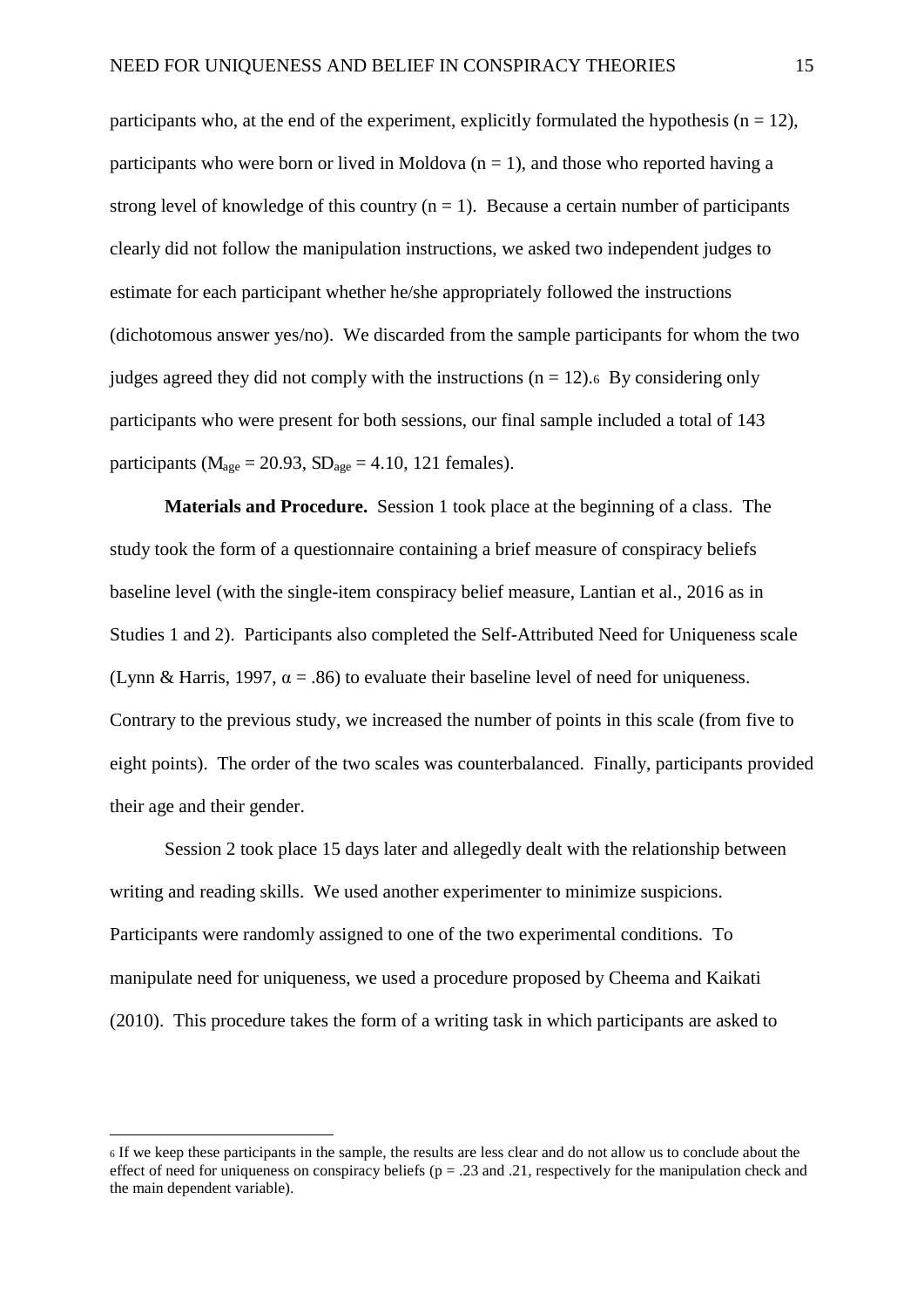participants who, at the end of the experiment, explicitly formulated the hypothesis ($n = 12$), participants who were born or lived in Moldova ($n = 1$), and those who reported having a strong level of knowledge of this country ($n = 1$). Because a certain number of participants clearly did not follow the manipulation instructions, we asked two independent judges to estimate for each participant whether he/she appropriately followed the instructions (dichotomous answer yes/no). We discarded from the sample participants for whom the two judges agreed they did not comply with the instructions ($n = 12$).[6] By considering only participants who were present for both sessions, our final sample included a total of 143 participants ($M_{age} = 20.93$, $SD_{age} = 4.10$, 121 females).

**Materials and Procedure.** Session 1 took place at the beginning of a class. The study took the form of a questionnaire containing a brief measure of conspiracy beliefs baseline level (with the single-item conspiracy belief measure, Lantian et al., 2016 as in Studies 1 and 2). Participants also completed the Self-Attributed Need for Uniqueness scale (Lynn & Harris, 1997, $\alpha = .86$) to evaluate their baseline level of need for uniqueness. Contrary to the previous study, we increased the number of points in this scale (from five to eight points). The order of the two scales was counterbalanced. Finally, participants provided their age and their gender.

Session 2 took place 15 days later and allegedly dealt with the relationship between writing and reading skills. We used another experimenter to minimize suspicions. Participants were randomly assigned to one of the two experimental conditions. To manipulate need for uniqueness, we used a procedure proposed by Cheema and Kaikati (2010). This procedure takes the form of a writing task in which participants are asked to

---

[6] If we keep these participants in the sample, the results are less clear and do not allow us to conclude about the effect of need for uniqueness on conspiracy beliefs ($p = .23$ and $.21$, respectively for the manipulation check and the main dependent variable).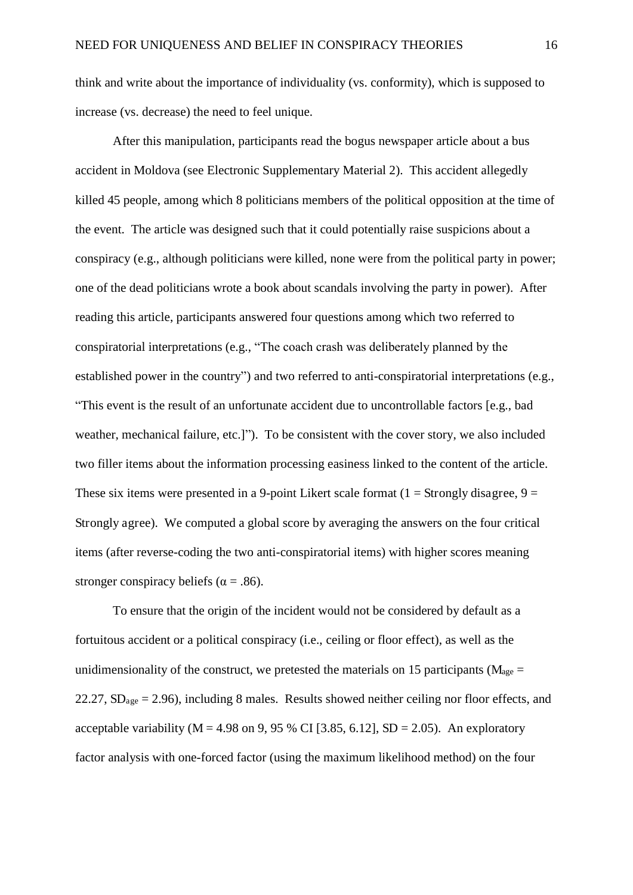think and write about the importance of individuality (vs. conformity), which is supposed to increase (vs. decrease) the need to feel unique.

After this manipulation, participants read the bogus newspaper article about a bus accident in Moldova (see Electronic Supplementary Material 2). This accident allegedly killed 45 people, among which 8 politicians members of the political opposition at the time of the event. The article was designed such that it could potentially raise suspicions about a conspiracy (e.g., although politicians were killed, none were from the political party in power; one of the dead politicians wrote a book about scandals involving the party in power). After reading this article, participants answered four questions among which two referred to conspiratorial interpretations (e.g., "The coach crash was deliberately planned by the established power in the country") and two referred to anti-conspiratorial interpretations (e.g., "This event is the result of an unfortunate accident due to uncontrollable factors [e.g., bad weather, mechanical failure, etc.]"). To be consistent with the cover story, we also included two filler items about the information processing easiness linked to the content of the article. These six items were presented in a 9-point Likert scale format (1 = Strongly disagree, 9 = Strongly agree). We computed a global score by averaging the answers on the four critical items (after reverse-coding the two anti-conspiratorial items) with higher scores meaning stronger conspiracy beliefs ($\alpha = .86$).

To ensure that the origin of the incident would not be considered by default as a fortuitous accident or a political conspiracy (i.e., ceiling or floor effect), as well as the unidimensionality of the construct, we pretested the materials on 15 participants ($M_{age}$ = 22.27, $SD_{age}$ = 2.96), including 8 males. Results showed neither ceiling nor floor effects, and acceptable variability ($M = 4.98$ on 9, 95 % CI [3.85, 6.12], $SD = 2.05$). An exploratory factor analysis with one-forced factor (using the maximum likelihood method) on the four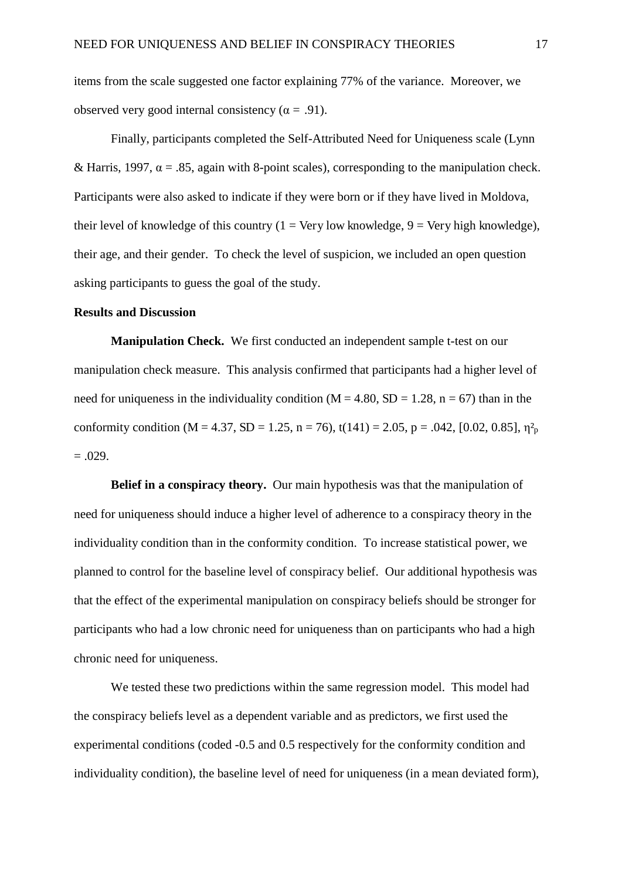items from the scale suggested one factor explaining 77% of the variance. Moreover, we observed very good internal consistency ($\alpha$ = .91).

Finally, participants completed the Self-Attributed Need for Uniqueness scale (Lynn & Harris, 1997, $\alpha$ = .85, again with 8-point scales), corresponding to the manipulation check. Participants were also asked to indicate if they were born or if they have lived in Moldova, their level of knowledge of this country (1 = Very low knowledge, 9 = Very high knowledge), their age, and their gender. To check the level of suspicion, we included an open question asking participants to guess the goal of the study.

**Results and Discussion**

**Manipulation Check.** We first conducted an independent sample t-test on our manipulation check measure. This analysis confirmed that participants had a higher level of need for uniqueness in the individuality condition ($M = 4.80$, $SD = 1.28$, $n = 67$) than in the conformity condition ($M = 4.37$, $SD = 1.25$, $n = 76$), $t(141) = 2.05$, $p = .042$, [0.02, 0.85], $\eta^2_p = .029$.

**Belief in a conspiracy theory.** Our main hypothesis was that the manipulation of need for uniqueness should induce a higher level of adherence to a conspiracy theory in the individuality condition than in the conformity condition. To increase statistical power, we planned to control for the baseline level of conspiracy belief. Our additional hypothesis was that the effect of the experimental manipulation on conspiracy beliefs should be stronger for participants who had a low chronic need for uniqueness than on participants who had a high chronic need for uniqueness.

We tested these two predictions within the same regression model. This model had the conspiracy beliefs level as a dependent variable and as predictors, we first used the experimental conditions (coded -0.5 and 0.5 respectively for the conformity condition and individuality condition), the baseline level of need for uniqueness (in a mean deviated form),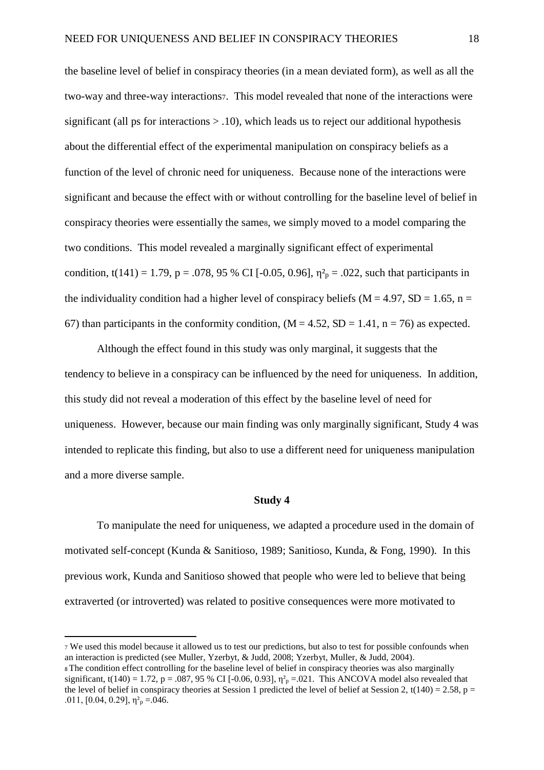the baseline level of belief in conspiracy theories (in a mean deviated form), as well as all the two-way and three-way interactions[7]. This model revealed that none of the interactions were significant (all ps for interactions > .10), which leads us to reject our additional hypothesis about the differential effect of the experimental manipulation on conspiracy beliefs as a function of the level of chronic need for uniqueness. Because none of the interactions were significant and because the effect with or without controlling for the baseline level of belief in conspiracy theories were essentially the same[8], we simply moved to a model comparing the two conditions. This model revealed a marginally significant effect of experimental condition, $t(141) = 1.79$, $p = .078$, 95 % CI [-0.05, 0.96], $\eta^2_p = .022$, such that participants in the individuality condition had a higher level of conspiracy beliefs ($M = 4.97$, $SD = 1.65$, $n = 67$) than participants in the conformity condition, ($M = 4.52$, $SD = 1.41$, $n = 76$) as expected.

Although the effect found in this study was only marginal, it suggests that the tendency to believe in a conspiracy can be influenced by the need for uniqueness. In addition, this study did not reveal a moderation of this effect by the baseline level of need for uniqueness. However, because our main finding was only marginally significant, Study 4 was intended to replicate this finding, but also to use a different need for uniqueness manipulation and a more diverse sample.

## Study 4

To manipulate the need for uniqueness, we adapted a procedure used in the domain of motivated self-concept (Kunda & Sanitioso, 1989; Sanitioso, Kunda, & Fong, 1990). In this previous work, Kunda and Sanitioso showed that people who were led to believe that being extraverted (or introverted) was related to positive consequences were more motivated to

---

[7] We used this model because it allowed us to test our predictions, but also to test for possible confounds when an interaction is predicted (see Muller, Yzerbyt, & Judd, 2008; Yzerbyt, Muller, & Judd, 2004).

[8] The condition effect controlling for the baseline level of belief in conspiracy theories was also marginally significant, $t(140) = 1.72$, $p = .087$, 95 % CI [-0.06, 0.93], $\eta^2_p = .021$. This ANCOVA model also revealed that the level of belief in conspiracy theories at Session 1 predicted the level of belief at Session 2, $t(140) = 2.58$, $p = .011$, [0.04, 0.29], $\eta^2_p = .046$.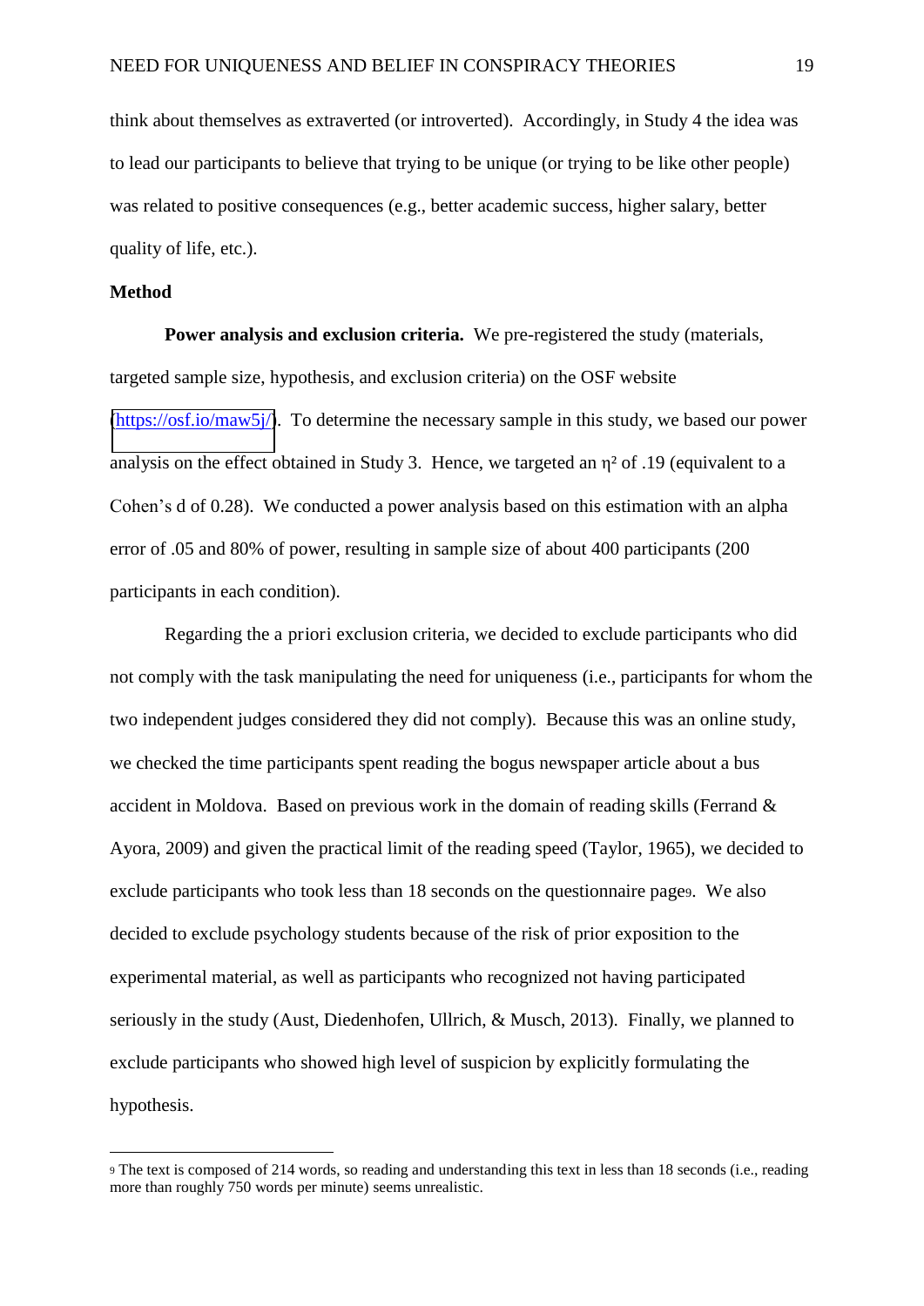think about themselves as extraverted (or introverted). Accordingly, in Study 4 the idea was to lead our participants to believe that trying to be unique (or trying to be like other people) was related to positive consequences (e.g., better academic success, higher salary, better quality of life, etc.).

## Method

**Power analysis and exclusion criteria.** We pre-registered the study (materials, targeted sample size, hypothesis, and exclusion criteria) on the OSF website (https://osf.io/maw5j/). To determine the necessary sample in this study, we based our power analysis on the effect obtained in Study 3. Hence, we targeted an $\eta^2$ of .19 (equivalent to a Cohen's d of 0.28). We conducted a power analysis based on this estimation with an alpha error of .05 and 80% of power, resulting in sample size of about 400 participants (200 participants in each condition).

Regarding the a priori exclusion criteria, we decided to exclude participants who did not comply with the task manipulating the need for uniqueness (i.e., participants for whom the two independent judges considered they did not comply). Because this was an online study, we checked the time participants spent reading the bogus newspaper article about a bus accident in Moldova. Based on previous work in the domain of reading skills (Ferrand & Ayora, 2009) and given the practical limit of the reading speed (Taylor, 1965), we decided to exclude participants who took less than 18 seconds on the questionnaire page[9]. We also decided to exclude psychology students because of the risk of prior exposition to the experimental material, as well as participants who recognized not having participated seriously in the study (Aust, Diedenhofen, Ullrich, & Musch, 2013). Finally, we planned to exclude participants who showed high level of suspicion by explicitly formulating the hypothesis.

[9] The text is composed of 214 words, so reading and understanding this text in less than 18 seconds (i.e., reading more than roughly 750 words per minute) seems unrealistic.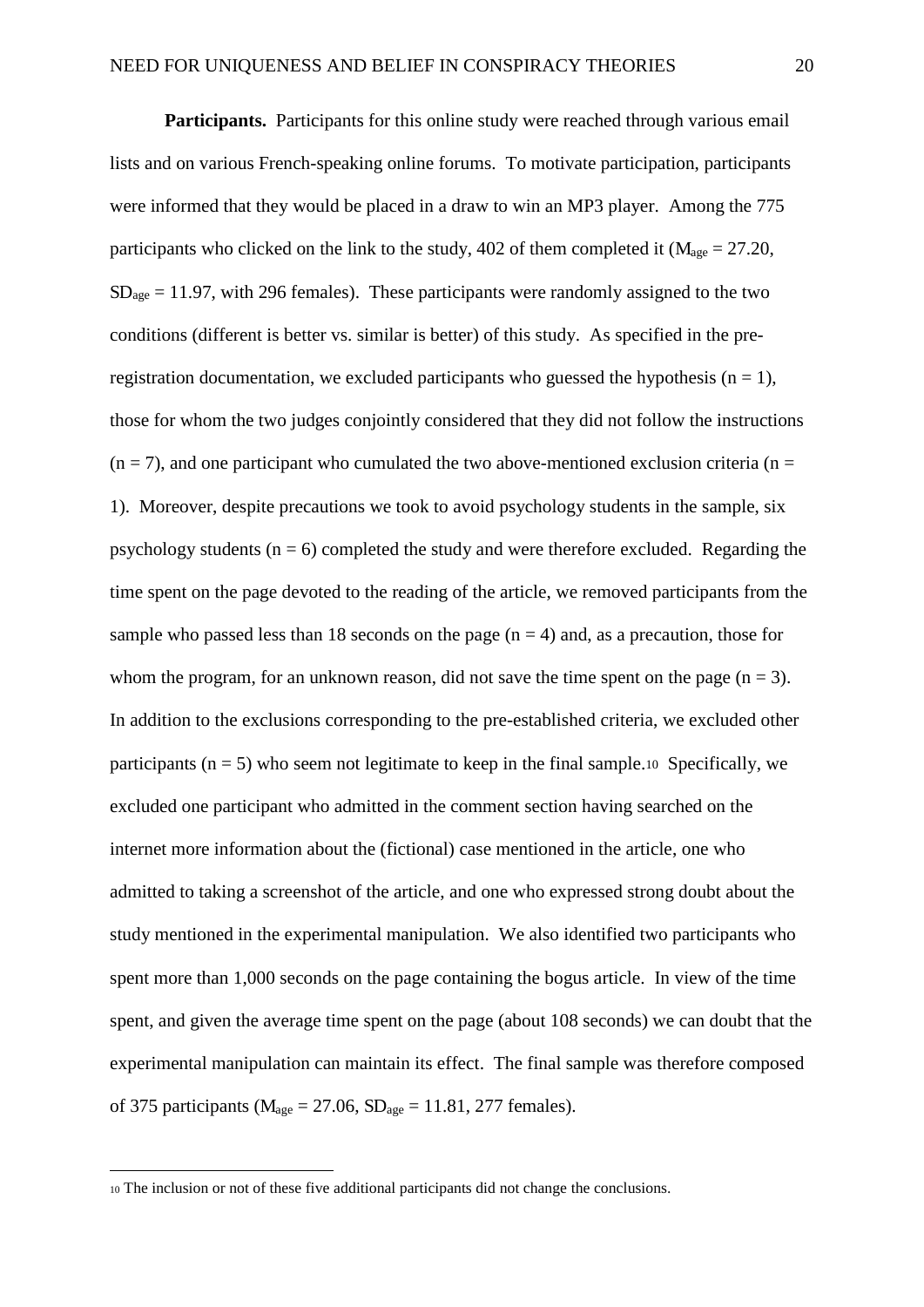**Participants.** Participants for this online study were reached through various email lists and on various French-speaking online forums. To motivate participation, participants were informed that they would be placed in a draw to win an MP3 player. Among the 775 participants who clicked on the link to the study, 402 of them completed it ($M_{age}$ = 27.20, $SD_{age}$ = 11.97, with 296 females). These participants were randomly assigned to the two conditions (different is better vs. similar is better) of this study. As specified in the pre-registration documentation, we excluded participants who guessed the hypothesis (n = 1), those for whom the two judges conjointly considered that they did not follow the instructions (n = 7), and one participant who cumulated the two above-mentioned exclusion criteria (n = 1). Moreover, despite precautions we took to avoid psychology students in the sample, six psychology students (n = 6) completed the study and were therefore excluded. Regarding the time spent on the page devoted to the reading of the article, we removed participants from the sample who passed less than 18 seconds on the page (n = 4) and, as a precaution, those for whom the program, for an unknown reason, did not save the time spent on the page (n = 3). In addition to the exclusions corresponding to the pre-established criteria, we excluded other participants (n = 5) who seem not legitimate to keep in the final sample.[10] Specifically, we excluded one participant who admitted in the comment section having searched on the internet more information about the (fictional) case mentioned in the article, one who admitted to taking a screenshot of the article, and one who expressed strong doubt about the study mentioned in the experimental manipulation. We also identified two participants who spent more than 1,000 seconds on the page containing the bogus article. In view of the time spent, and given the average time spent on the page (about 108 seconds) we can doubt that the experimental manipulation can maintain its effect. The final sample was therefore composed of 375 participants ($M_{age}$ = 27.06, $SD_{age}$ = 11.81, 277 females).

[10] The inclusion or not of these five additional participants did not change the conclusions.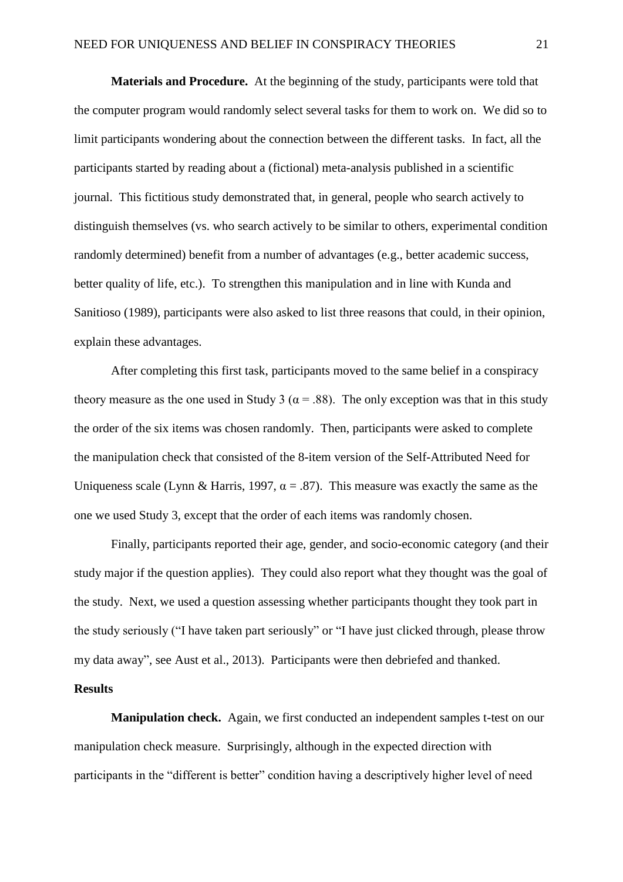**Materials and Procedure.** At the beginning of the study, participants were told that the computer program would randomly select several tasks for them to work on. We did so to limit participants wondering about the connection between the different tasks. In fact, all the participants started by reading about a (fictional) meta-analysis published in a scientific journal. This fictitious study demonstrated that, in general, people who search actively to distinguish themselves (vs. who search actively to be similar to others, experimental condition randomly determined) benefit from a number of advantages (e.g., better academic success, better quality of life, etc.). To strengthen this manipulation and in line with Kunda and Sanitioso (1989), participants were also asked to list three reasons that could, in their opinion, explain these advantages.

After completing this first task, participants moved to the same belief in a conspiracy theory measure as the one used in Study 3 ($\alpha = .88$). The only exception was that in this study the order of the six items was chosen randomly. Then, participants were asked to complete the manipulation check that consisted of the 8-item version of the Self-Attributed Need for Uniqueness scale (Lynn & Harris, 1997, $\alpha = .87$). This measure was exactly the same as the one we used Study 3, except that the order of each items was randomly chosen.

Finally, participants reported their age, gender, and socio-economic category (and their study major if the question applies). They could also report what they thought was the goal of the study. Next, we used a question assessing whether participants thought they took part in the study seriously ("I have taken part seriously" or "I have just clicked through, please throw my data away", see Aust et al., 2013). Participants were then debriefed and thanked.

## Results

**Manipulation check.** Again, we first conducted an independent samples t-test on our manipulation check measure. Surprisingly, although in the expected direction with participants in the "different is better" condition having a descriptively higher level of need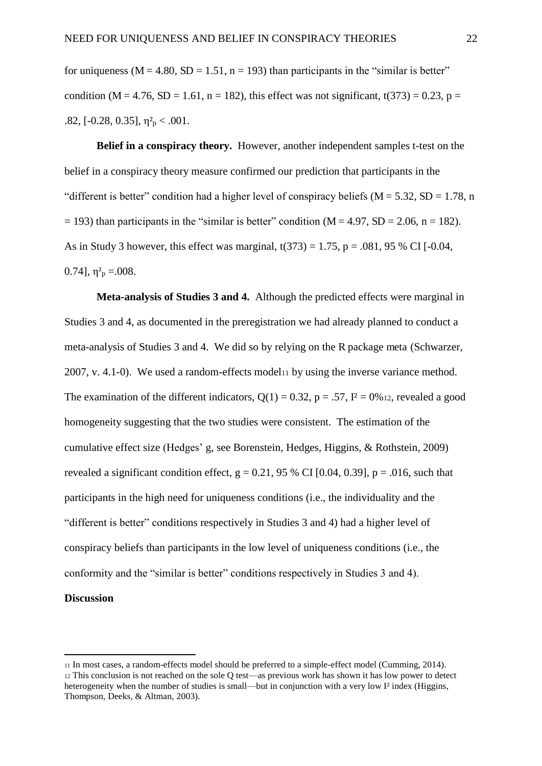for uniqueness ($M = 4.80$, $SD = 1.51$, $n = 193$) than participants in the “similar is better” condition ($M = 4.76$, $SD = 1.61$, $n = 182$), this effect was not significant, $t(373) = 0.23$, $p = .82$, [-0.28, 0.35], $\eta^2_p < .001$.

**Belief in a conspiracy theory.** However, another independent samples t-test on the belief in a conspiracy theory measure confirmed our prediction that participants in the “different is better” condition had a higher level of conspiracy beliefs ($M = 5.32$, $SD = 1.78$, $n = 193$) than participants in the “similar is better” condition ($M = 4.97$, $SD = 2.06$, $n = 182$). As in Study 3 however, this effect was marginal, $t(373) = 1.75$, $p = .081$, 95 % CI [-0.04, 0.74], $\eta^2_p = .008$.

**Meta-analysis of Studies 3 and 4.** Although the predicted effects were marginal in Studies 3 and 4, as documented in the preregistration we had already planned to conduct a meta-analysis of Studies 3 and 4. We did so by relying on the R package meta (Schwarzer, 2007, v. 4.1-0). We used a random-effects model[11] by using the inverse variance method. The examination of the different indicators, $Q(1) = 0.32$, $p = .57$, $I^2 = 0\%$[12], revealed a good homogeneity suggesting that the two studies were consistent. The estimation of the cumulative effect size (Hedges’ g, see Borenstein, Hedges, Higgins, & Rothstein, 2009) revealed a significant condition effect, $g = 0.21$, 95 % CI [0.04, 0.39], $p = .016$, such that participants in the high need for uniqueness conditions (i.e., the individuality and the “different is better” conditions respectively in Studies 3 and 4) had a higher level of conspiracy beliefs than participants in the low level of uniqueness conditions (i.e., the conformity and the “similar is better” conditions respectively in Studies 3 and 4).

## Discussion

---

[11] In most cases, a random-effects model should be preferred to a simple-effect model (Cumming, 2014).

[12] This conclusion is not reached on the sole Q test—as previous work has shown it has low power to detect heterogeneity when the number of studies is small—but in conjunction with a very low $I^2$ index (Higgins, Thompson, Deeks, & Altman, 2003).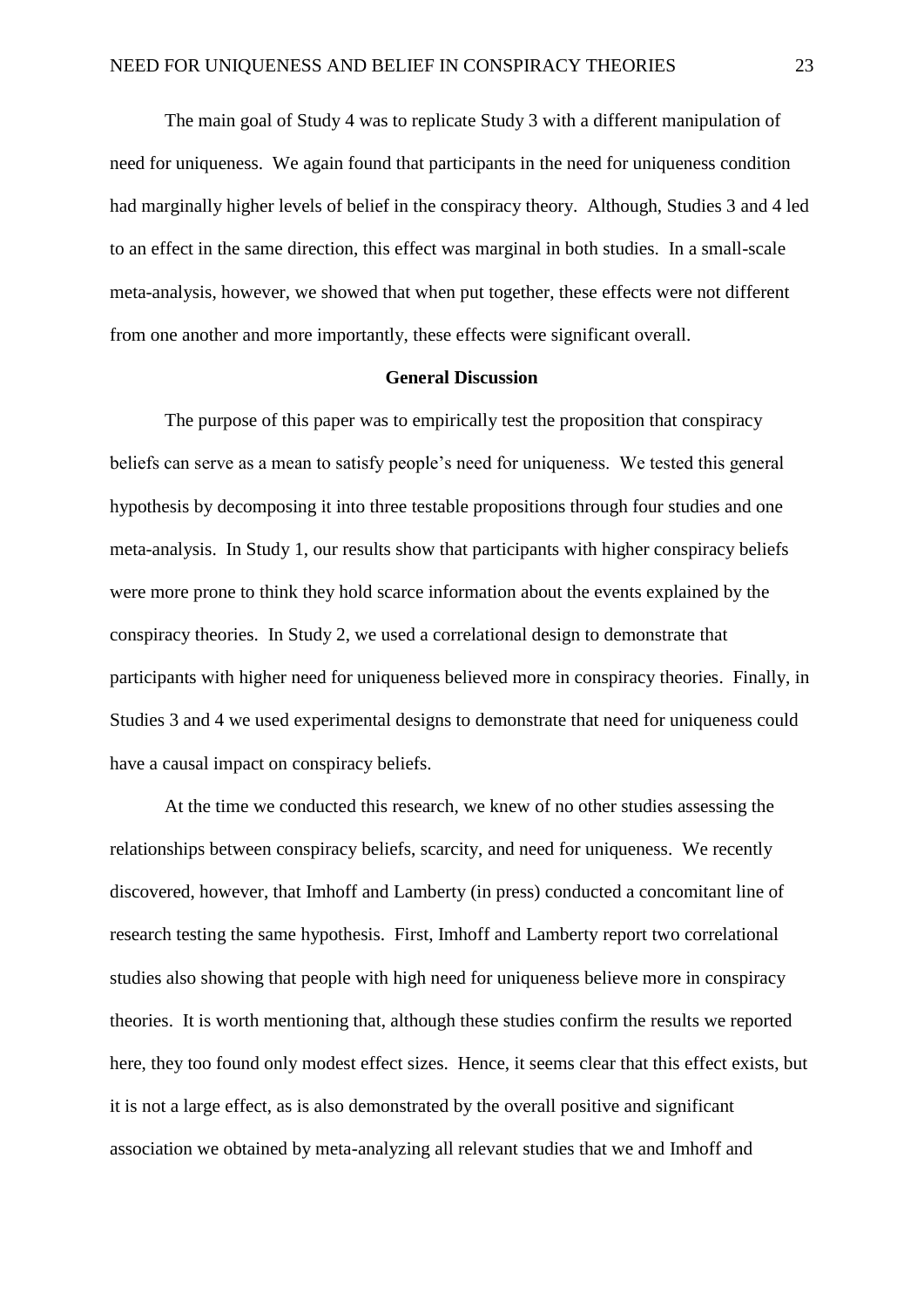The main goal of Study 4 was to replicate Study 3 with a different manipulation of need for uniqueness. We again found that participants in the need for uniqueness condition had marginally higher levels of belief in the conspiracy theory. Although, Studies 3 and 4 led to an effect in the same direction, this effect was marginal in both studies. In a small-scale meta-analysis, however, we showed that when put together, these effects were not different from one another and more importantly, these effects were significant overall.

## General Discussion

The purpose of this paper was to empirically test the proposition that conspiracy beliefs can serve as a mean to satisfy people's need for uniqueness. We tested this general hypothesis by decomposing it into three testable propositions through four studies and one meta-analysis. In Study 1, our results show that participants with higher conspiracy beliefs were more prone to think they hold scarce information about the events explained by the conspiracy theories. In Study 2, we used a correlational design to demonstrate that participants with higher need for uniqueness believed more in conspiracy theories. Finally, in Studies 3 and 4 we used experimental designs to demonstrate that need for uniqueness could have a causal impact on conspiracy beliefs.

At the time we conducted this research, we knew of no other studies assessing the relationships between conspiracy beliefs, scarcity, and need for uniqueness. We recently discovered, however, that Imhoff and Lamberty (in press) conducted a concomitant line of research testing the same hypothesis. First, Imhoff and Lamberty report two correlational studies also showing that people with high need for uniqueness believe more in conspiracy theories. It is worth mentioning that, although these studies confirm the results we reported here, they too found only modest effect sizes. Hence, it seems clear that this effect exists, but it is not a large effect, as is also demonstrated by the overall positive and significant association we obtained by meta-analyzing all relevant studies that we and Imhoff and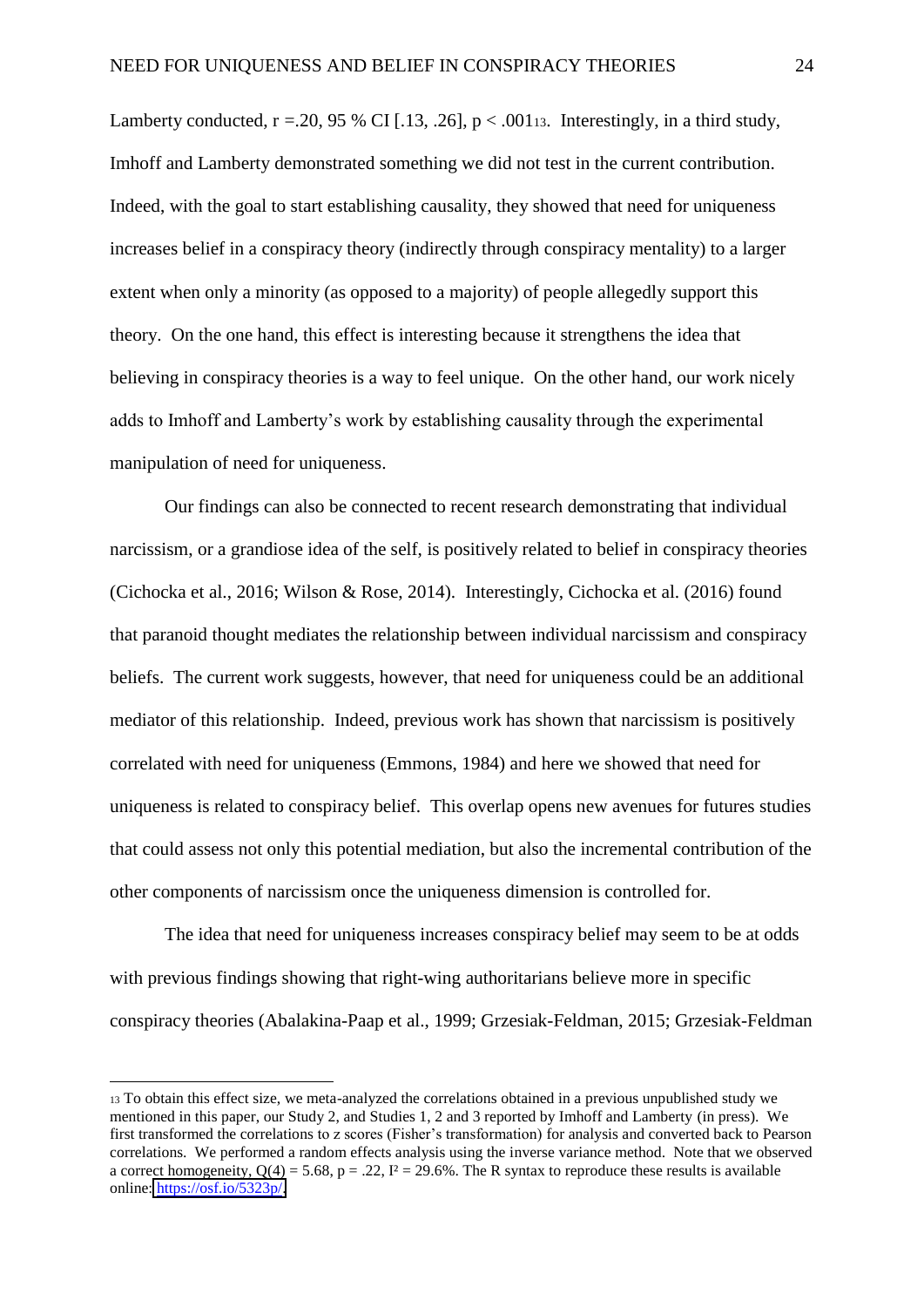Lamberty conducted, r =.20, 95 % CI [.13, .26], $p < .001$[13]. Interestingly, in a third study, Imhoff and Lamberty demonstrated something we did not test in the current contribution. Indeed, with the goal to start establishing causality, they showed that need for uniqueness increases belief in a conspiracy theory (indirectly through conspiracy mentality) to a larger extent when only a minority (as opposed to a majority) of people allegedly support this theory. On the one hand, this effect is interesting because it strengthens the idea that believing in conspiracy theories is a way to feel unique. On the other hand, our work nicely adds to Imhoff and Lamberty's work by establishing causality through the experimental manipulation of need for uniqueness.

Our findings can also be connected to recent research demonstrating that individual narcissism, or a grandiose idea of the self, is positively related to belief in conspiracy theories (Cichocka et al., 2016; Wilson & Rose, 2014). Interestingly, Cichocka et al. (2016) found that paranoid thought mediates the relationship between individual narcissism and conspiracy beliefs. The current work suggests, however, that need for uniqueness could be an additional mediator of this relationship. Indeed, previous work has shown that narcissism is positively correlated with need for uniqueness (Emmons, 1984) and here we showed that need for uniqueness is related to conspiracy belief. This overlap opens new avenues for futures studies that could assess not only this potential mediation, but also the incremental contribution of the other components of narcissism once the uniqueness dimension is controlled for.

The idea that need for uniqueness increases conspiracy belief may seem to be at odds with previous findings showing that right-wing authoritarians believe more in specific conspiracy theories (Abalakina-Paap et al., 1999; Grzesiak-Feldman, 2015; Grzesiak-Feldman

[13] To obtain this effect size, we meta-analyzed the correlations obtained in a previous unpublished study we mentioned in this paper, our Study 2, and Studies 1, 2 and 3 reported by Imhoff and Lamberty (in press). We first transformed the correlations to z scores (Fisher's transformation) for analysis and converted back to Pearson correlations. We performed a random effects analysis using the inverse variance method. Note that we observed a correct homogeneity, $Q(4) = 5.68$, $p = .22$, $I^2 = 29.6\%$. The R syntax to reproduce these results is available online: https://osf.io/5323p/.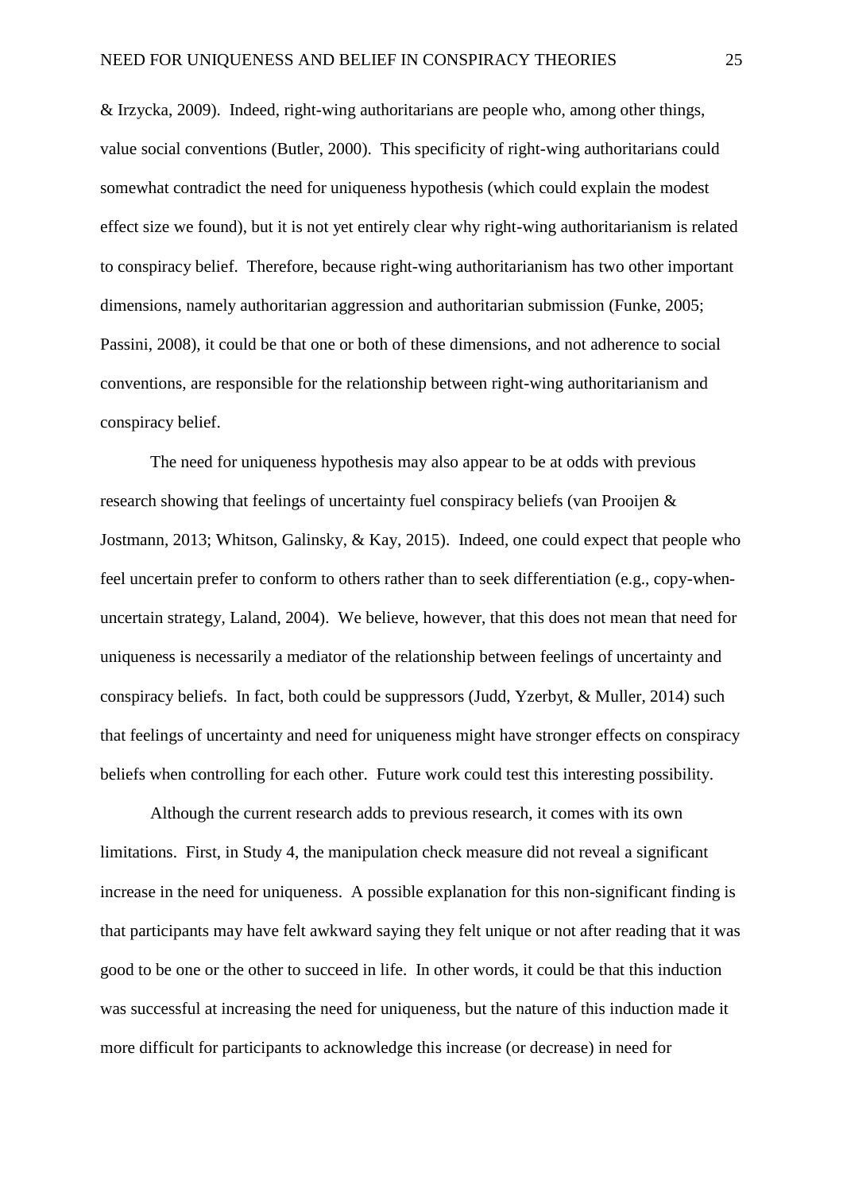& Irzycka, 2009). Indeed, right-wing authoritarians are people who, among other things, value social conventions (Butler, 2000). This specificity of right-wing authoritarians could somewhat contradict the need for uniqueness hypothesis (which could explain the modest effect size we found), but it is not yet entirely clear why right-wing authoritarianism is related to conspiracy belief. Therefore, because right-wing authoritarianism has two other important dimensions, namely authoritarian aggression and authoritarian submission (Funke, 2005; Passini, 2008), it could be that one or both of these dimensions, and not adherence to social conventions, are responsible for the relationship between right-wing authoritarianism and conspiracy belief.

The need for uniqueness hypothesis may also appear to be at odds with previous research showing that feelings of uncertainty fuel conspiracy beliefs (van Prooijen & Jostmann, 2013; Whitson, Galinsky, & Kay, 2015). Indeed, one could expect that people who feel uncertain prefer to conform to others rather than to seek differentiation (e.g., copy-when-uncertain strategy, Laland, 2004). We believe, however, that this does not mean that need for uniqueness is necessarily a mediator of the relationship between feelings of uncertainty and conspiracy beliefs. In fact, both could be suppressors (Judd, Yzerbyt, & Muller, 2014) such that feelings of uncertainty and need for uniqueness might have stronger effects on conspiracy beliefs when controlling for each other. Future work could test this interesting possibility.

Although the current research adds to previous research, it comes with its own limitations. First, in Study 4, the manipulation check measure did not reveal a significant increase in the need for uniqueness. A possible explanation for this non-significant finding is that participants may have felt awkward saying they felt unique or not after reading that it was good to be one or the other to succeed in life. In other words, it could be that this induction was successful at increasing the need for uniqueness, but the nature of this induction made it more difficult for participants to acknowledge this increase (or decrease) in need for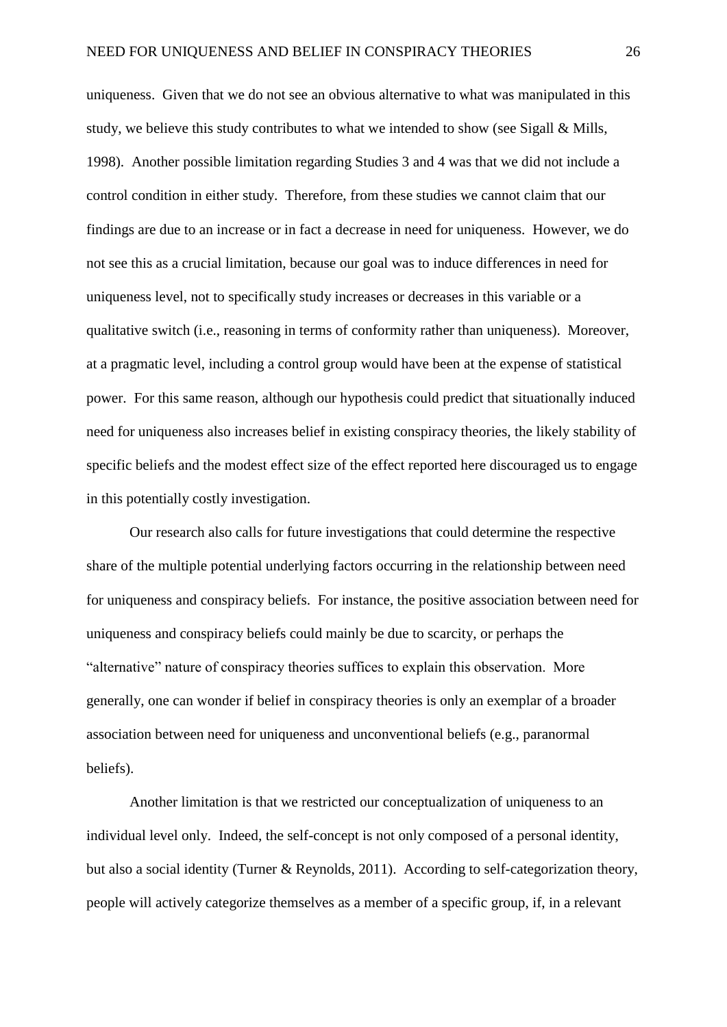uniqueness. Given that we do not see an obvious alternative to what was manipulated in this study, we believe this study contributes to what we intended to show (see Sigall & Mills, 1998). Another possible limitation regarding Studies 3 and 4 was that we did not include a control condition in either study. Therefore, from these studies we cannot claim that our findings are due to an increase or in fact a decrease in need for uniqueness. However, we do not see this as a crucial limitation, because our goal was to induce differences in need for uniqueness level, not to specifically study increases or decreases in this variable or a qualitative switch (i.e., reasoning in terms of conformity rather than uniqueness). Moreover, at a pragmatic level, including a control group would have been at the expense of statistical power. For this same reason, although our hypothesis could predict that situationally induced need for uniqueness also increases belief in existing conspiracy theories, the likely stability of specific beliefs and the modest effect size of the effect reported here discouraged us to engage in this potentially costly investigation.

Our research also calls for future investigations that could determine the respective share of the multiple potential underlying factors occurring in the relationship between need for uniqueness and conspiracy beliefs. For instance, the positive association between need for uniqueness and conspiracy beliefs could mainly be due to scarcity, or perhaps the "alternative" nature of conspiracy theories suffices to explain this observation. More generally, one can wonder if belief in conspiracy theories is only an exemplar of a broader association between need for uniqueness and unconventional beliefs (e.g., paranormal beliefs).

Another limitation is that we restricted our conceptualization of uniqueness to an individual level only. Indeed, the self-concept is not only composed of a personal identity, but also a social identity (Turner & Reynolds, 2011). According to self-categorization theory, people will actively categorize themselves as a member of a specific group, if, in a relevant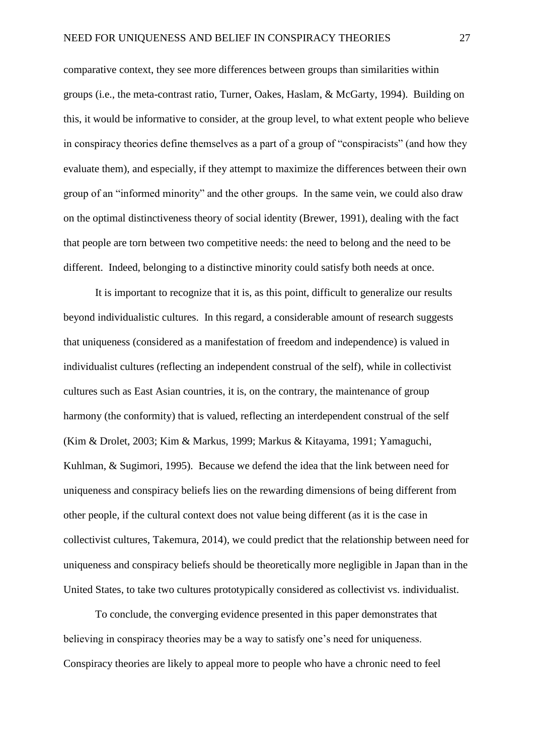comparative context, they see more differences between groups than similarities within groups (i.e., the meta-contrast ratio, Turner, Oakes, Haslam, & McGarty, 1994). Building on this, it would be informative to consider, at the group level, to what extent people who believe in conspiracy theories define themselves as a part of a group of "conspiracists" (and how they evaluate them), and especially, if they attempt to maximize the differences between their own group of an "informed minority" and the other groups. In the same vein, we could also draw on the optimal distinctiveness theory of social identity (Brewer, 1991), dealing with the fact that people are torn between two competitive needs: the need to belong and the need to be different. Indeed, belonging to a distinctive minority could satisfy both needs at once.

It is important to recognize that it is, as this point, difficult to generalize our results beyond individualistic cultures. In this regard, a considerable amount of research suggests that uniqueness (considered as a manifestation of freedom and independence) is valued in individualist cultures (reflecting an independent construal of the self), while in collectivist cultures such as East Asian countries, it is, on the contrary, the maintenance of group harmony (the conformity) that is valued, reflecting an interdependent construal of the self (Kim & Drolet, 2003; Kim & Markus, 1999; Markus & Kitayama, 1991; Yamaguchi, Kuhlman, & Sugimori, 1995). Because we defend the idea that the link between need for uniqueness and conspiracy beliefs lies on the rewarding dimensions of being different from other people, if the cultural context does not value being different (as it is the case in collectivist cultures, Takemura, 2014), we could predict that the relationship between need for uniqueness and conspiracy beliefs should be theoretically more negligible in Japan than in the United States, to take two cultures prototypically considered as collectivist vs. individualist.

To conclude, the converging evidence presented in this paper demonstrates that believing in conspiracy theories may be a way to satisfy one's need for uniqueness. Conspiracy theories are likely to appeal more to people who have a chronic need to feel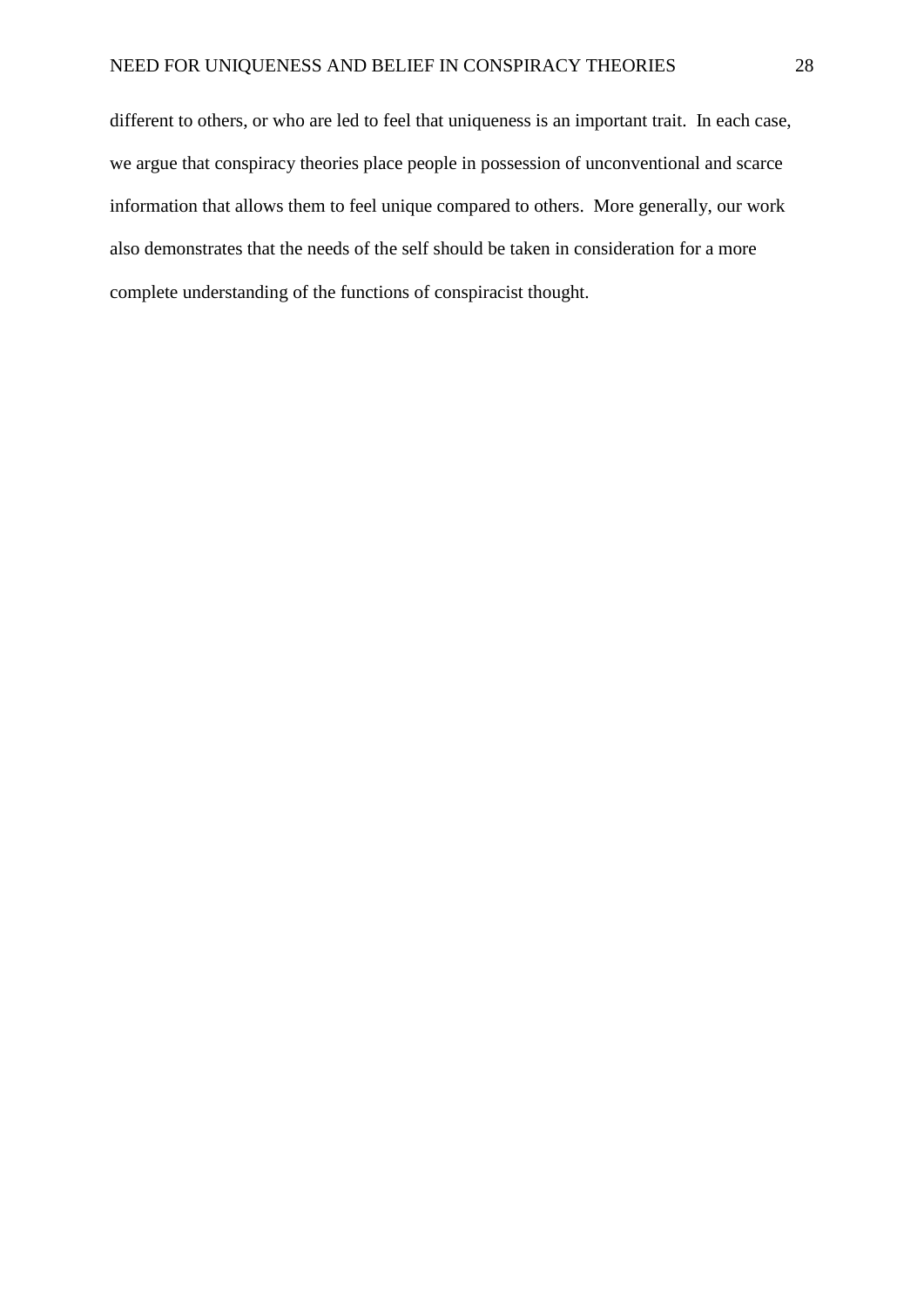different to others, or who are led to feel that uniqueness is an important trait. In each case, we argue that conspiracy theories place people in possession of unconventional and scarce information that allows them to feel unique compared to others. More generally, our work also demonstrates that the needs of the self should be taken in consideration for a more complete understanding of the functions of conspiracist thought.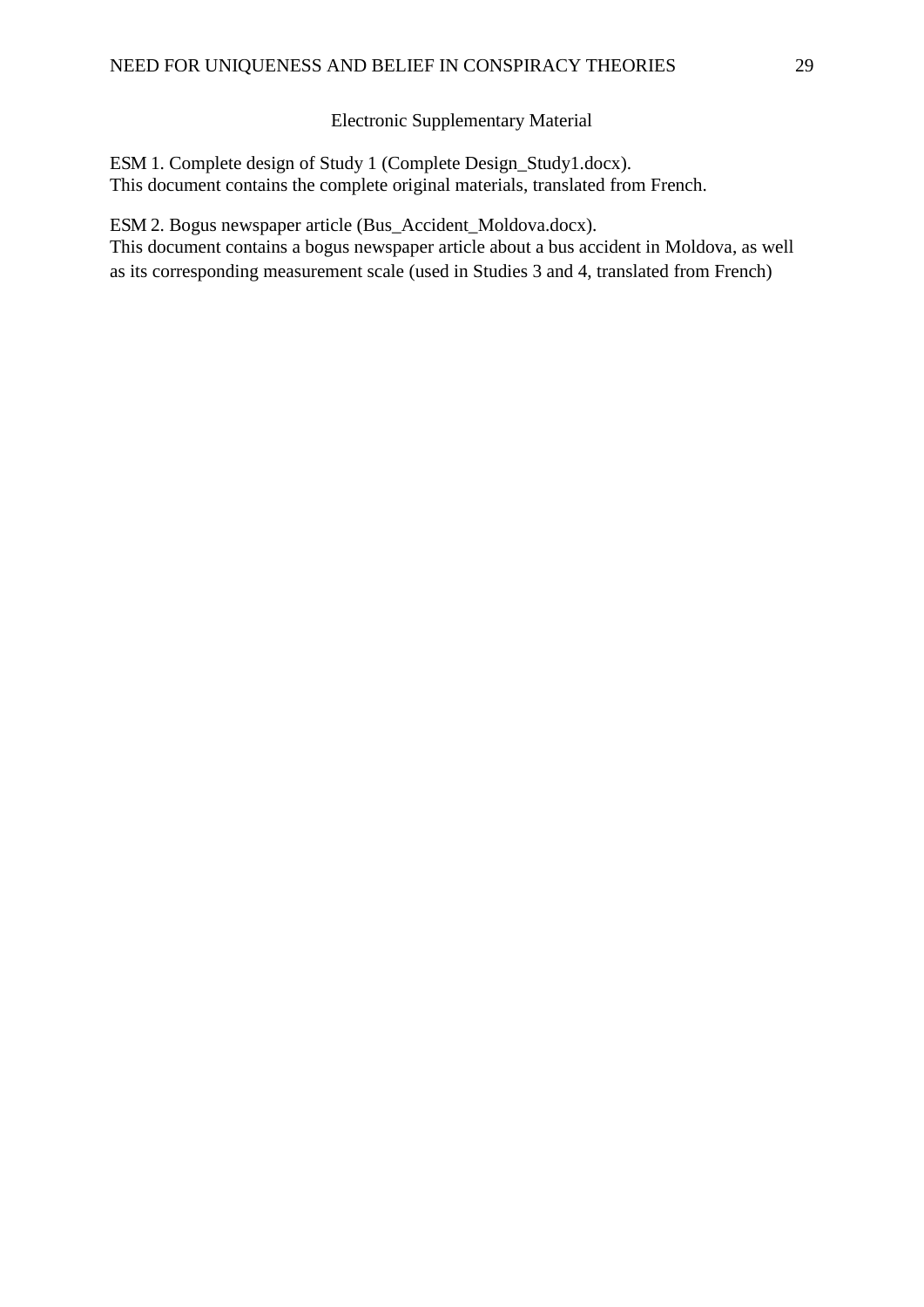## Electronic Supplementary Material

ESM 1. Complete design of Study 1 (Complete Design_Study1.docx).
This document contains the complete original materials, translated from French.

ESM 2. Bogus newspaper article (Bus_Accident_Moldova.docx).
This document contains a bogus newspaper article about a bus accident in Moldova, as well as its corresponding measurement scale (used in Studies 3 and 4, translated from French)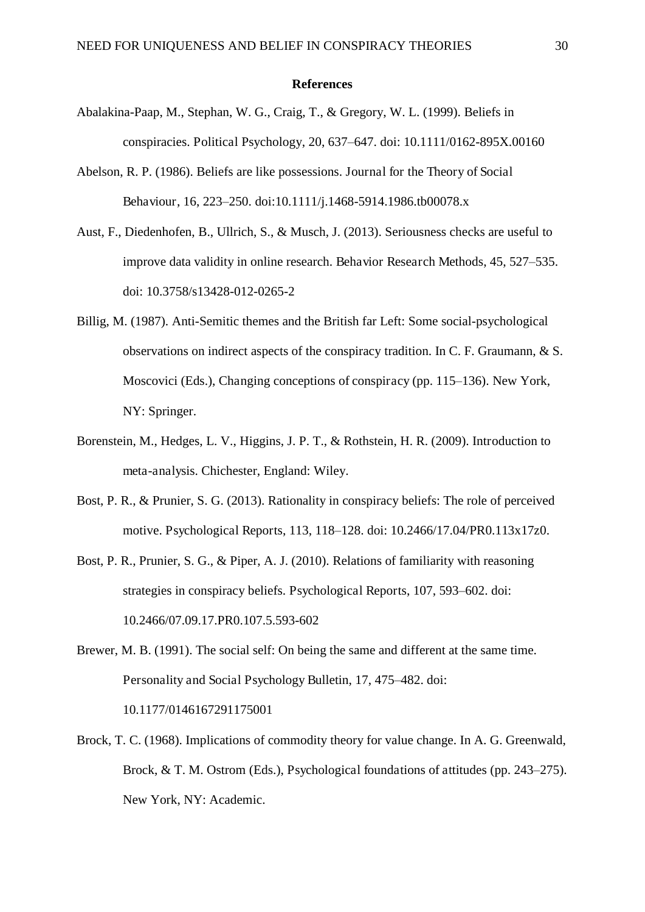## References

Abalakina-Paap, M., Stephan, W. G., Craig, T., & Gregory, W. L. (1999). Beliefs in conspiracies. Political Psychology, 20, 637–647. doi: 10.1111/0162-895X.00160

Abelson, R. P. (1986). Beliefs are like possessions. Journal for the Theory of Social Behaviour, 16, 223–250. doi:10.1111/j.1468-5914.1986.tb00078.x

Aust, F., Diedenhofen, B., Ullrich, S., & Musch, J. (2013). Seriousness checks are useful to improve data validity in online research. Behavior Research Methods, 45, 527–535. doi: 10.3758/s13428-012-0265-2

Billig, M. (1987). Anti-Semitic themes and the British far Left: Some social-psychological observations on indirect aspects of the conspiracy tradition. In C. F. Graumann, & S. Moscovici (Eds.), Changing conceptions of conspiracy (pp. 115–136). New York, NY: Springer.

Borenstein, M., Hedges, L. V., Higgins, J. P. T., & Rothstein, H. R. (2009). Introduction to meta-analysis. Chichester, England: Wiley.

Bost, P. R., & Prunier, S. G. (2013). Rationality in conspiracy beliefs: The role of perceived motive. Psychological Reports, 113, 118–128. doi: 10.2466/17.04/PR0.113x17z0.

Bost, P. R., Prunier, S. G., & Piper, A. J. (2010). Relations of familiarity with reasoning strategies in conspiracy beliefs. Psychological Reports, 107, 593–602. doi: 10.2466/07.09.17.PR0.107.5.593-602

Brewer, M. B. (1991). The social self: On being the same and different at the same time. Personality and Social Psychology Bulletin, 17, 475–482. doi: 10.1177/0146167291175001

Brock, T. C. (1968). Implications of commodity theory for value change. In A. G. Greenwald, Brock, & T. M. Ostrom (Eds.), Psychological foundations of attitudes (pp. 243–275). New York, NY: Academic.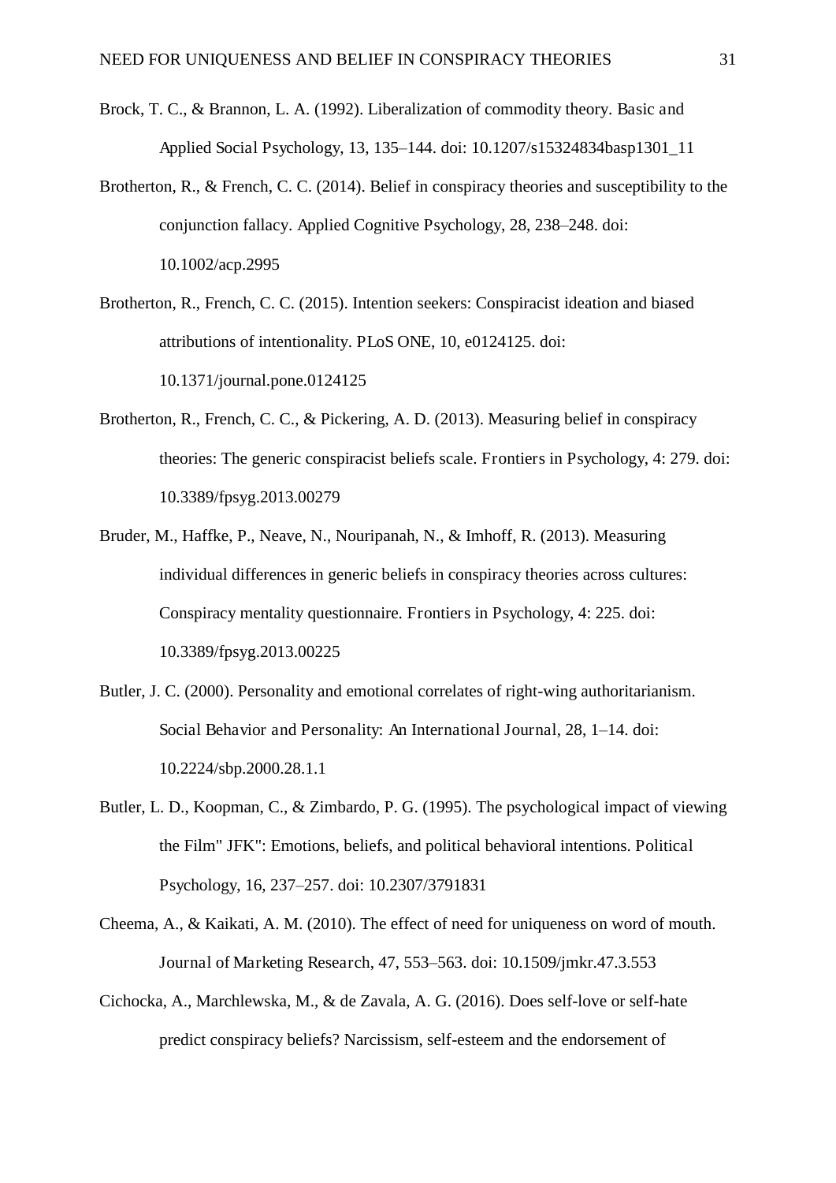Brock, T. C., & Brannon, L. A. (1992). Liberalization of commodity theory. Basic and Applied Social Psychology, 13, 135–144. doi: 10.1207/s15324834basp1301_11

Brotherton, R., & French, C. C. (2014). Belief in conspiracy theories and susceptibility to the conjunction fallacy. Applied Cognitive Psychology, 28, 238–248. doi: 10.1002/acp.2995

Brotherton, R., French, C. C. (2015). Intention seekers: Conspiracist ideation and biased attributions of intentionality. PLoS ONE, 10, e0124125. doi: 10.1371/journal.pone.0124125

Brotherton, R., French, C. C., & Pickering, A. D. (2013). Measuring belief in conspiracy theories: The generic conspiracist beliefs scale. Frontiers in Psychology, 4: 279. doi: 10.3389/fpsyg.2013.00279

Bruder, M., Haffke, P., Neave, N., Nouripanah, N., & Imhoff, R. (2013). Measuring individual differences in generic beliefs in conspiracy theories across cultures: Conspiracy mentality questionnaire. Frontiers in Psychology, 4: 225. doi: 10.3389/fpsyg.2013.00225

Butler, J. C. (2000). Personality and emotional correlates of right-wing authoritarianism. Social Behavior and Personality: An International Journal, 28, 1–14. doi: 10.2224/sbp.2000.28.1.1

Butler, L. D., Koopman, C., & Zimbardo, P. G. (1995). The psychological impact of viewing the Film" JFK": Emotions, beliefs, and political behavioral intentions. Political Psychology, 16, 237–257. doi: 10.2307/3791831

Cheema, A., & Kaikati, A. M. (2010). The effect of need for uniqueness on word of mouth. Journal of Marketing Research, 47, 553–563. doi: 10.1509/jmkr.47.3.553

Cichocka, A., Marchlewska, M., & de Zavala, A. G. (2016). Does self-love or self-hate predict conspiracy beliefs? Narcissism, self-esteem and the endorsement of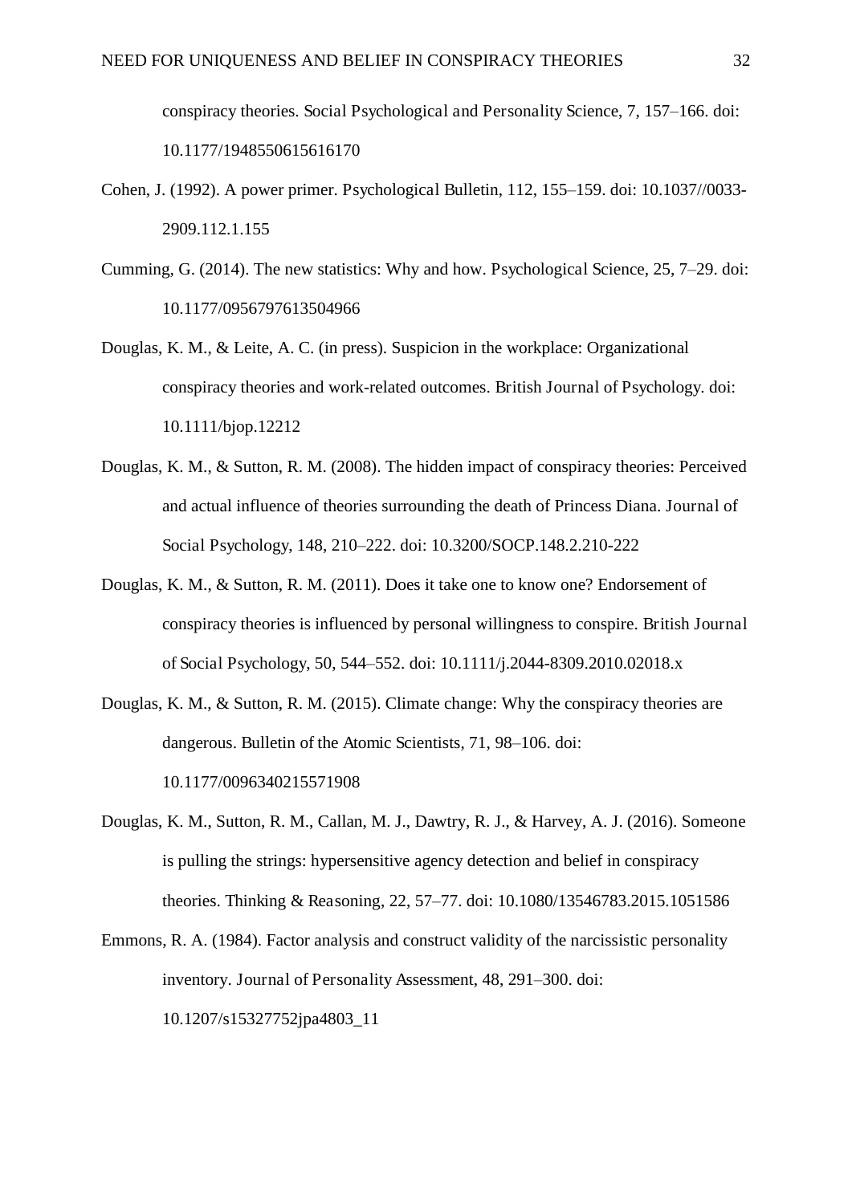conspiracy theories. Social Psychological and Personality Science, 7, 157–166. doi: 10.1177/1948550615616170

Cohen, J. (1992). A power primer. Psychological Bulletin, 112, 155–159. doi: 10.1037//0033-2909.112.1.155

Cumming, G. (2014). The new statistics: Why and how. Psychological Science, 25, 7–29. doi: 10.1177/0956797613504966

Douglas, K. M., & Leite, A. C. (in press). Suspicion in the workplace: Organizational conspiracy theories and work-related outcomes. British Journal of Psychology. doi: 10.1111/bjop.12212

Douglas, K. M., & Sutton, R. M. (2008). The hidden impact of conspiracy theories: Perceived and actual influence of theories surrounding the death of Princess Diana. Journal of Social Psychology, 148, 210–222. doi: 10.3200/SOCP.148.2.210-222

Douglas, K. M., & Sutton, R. M. (2011). Does it take one to know one? Endorsement of conspiracy theories is influenced by personal willingness to conspire. British Journal of Social Psychology, 50, 544–552. doi: 10.1111/j.2044-8309.2010.02018.x

Douglas, K. M., & Sutton, R. M. (2015). Climate change: Why the conspiracy theories are dangerous. Bulletin of the Atomic Scientists, 71, 98–106. doi: 10.1177/0096340215571908

Douglas, K. M., Sutton, R. M., Callan, M. J., Dawtry, R. J., & Harvey, A. J. (2016). Someone is pulling the strings: hypersensitive agency detection and belief in conspiracy theories. Thinking & Reasoning, 22, 57–77. doi: 10.1080/13546783.2015.1051586

Emmons, R. A. (1984). Factor analysis and construct validity of the narcissistic personality inventory. Journal of Personality Assessment, 48, 291–300. doi: 10.1207/s15327752jpa4803_11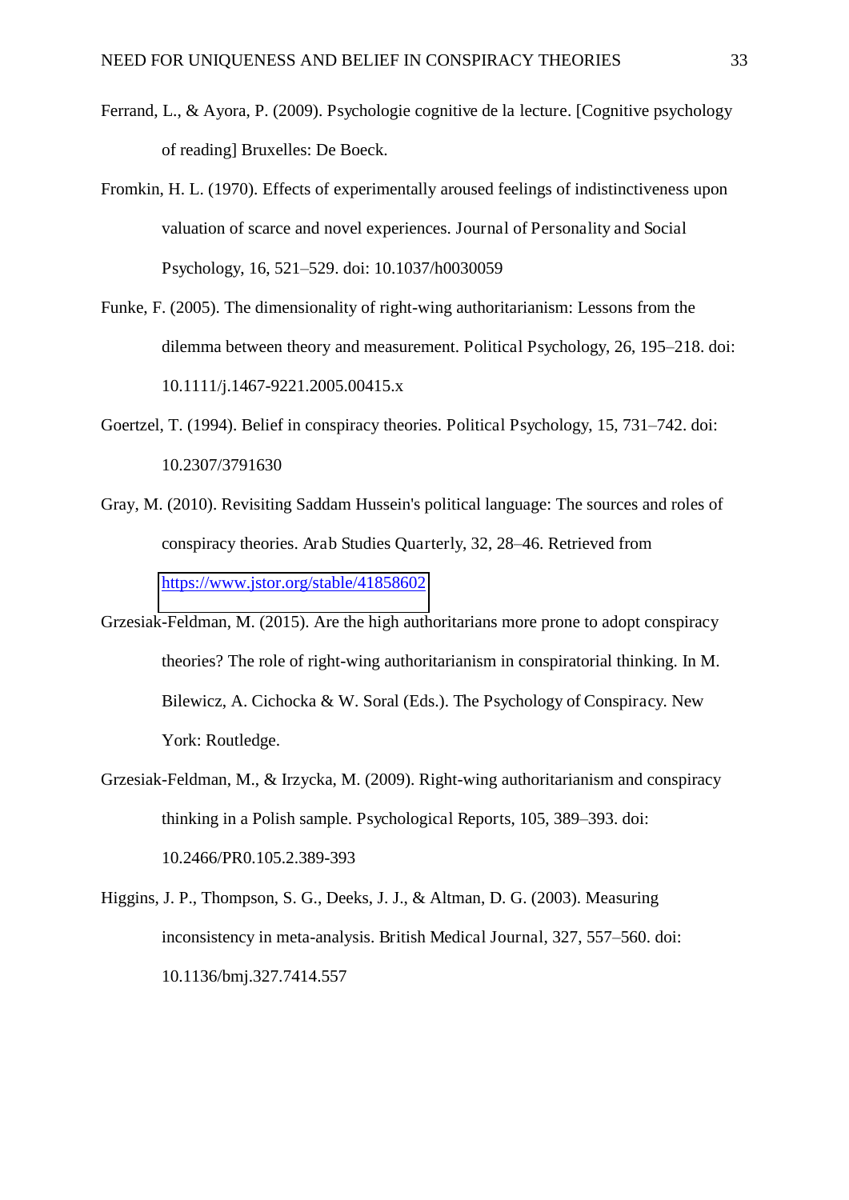Ferrand, L., & Ayora, P. (2009). Psychologie cognitive de la lecture. [Cognitive psychology of reading] Bruxelles: De Boeck.

Fromkin, H. L. (1970). Effects of experimentally aroused feelings of indistinctiveness upon valuation of scarce and novel experiences. Journal of Personality and Social Psychology, 16, 521–529. doi: 10.1037/h0030059

Funke, F. (2005). The dimensionality of right-wing authoritarianism: Lessons from the dilemma between theory and measurement. Political Psychology, 26, 195–218. doi: 10.1111/j.1467-9221.2005.00415.x

Goertzel, T. (1994). Belief in conspiracy theories. Political Psychology, 15, 731–742. doi: 10.2307/3791630

Gray, M. (2010). Revisiting Saddam Hussein's political language: The sources and roles of conspiracy theories. Arab Studies Quarterly, 32, 28–46. Retrieved from https://www.jstor.org/stable/41858602

Grzesiak-Feldman, M. (2015). Are the high authoritarians more prone to adopt conspiracy theories? The role of right-wing authoritarianism in conspiratorial thinking. In M. Bilewicz, A. Cichocka & W. Soral (Eds.). The Psychology of Conspiracy. New York: Routledge.

Grzesiak-Feldman, M., & Irzycka, M. (2009). Right-wing authoritarianism and conspiracy thinking in a Polish sample. Psychological Reports, 105, 389–393. doi: 10.2466/PR0.105.2.389-393

Higgins, J. P., Thompson, S. G., Deeks, J. J., & Altman, D. G. (2003). Measuring inconsistency in meta-analysis. British Medical Journal, 327, 557–560. doi: 10.1136/bmj.327.7414.557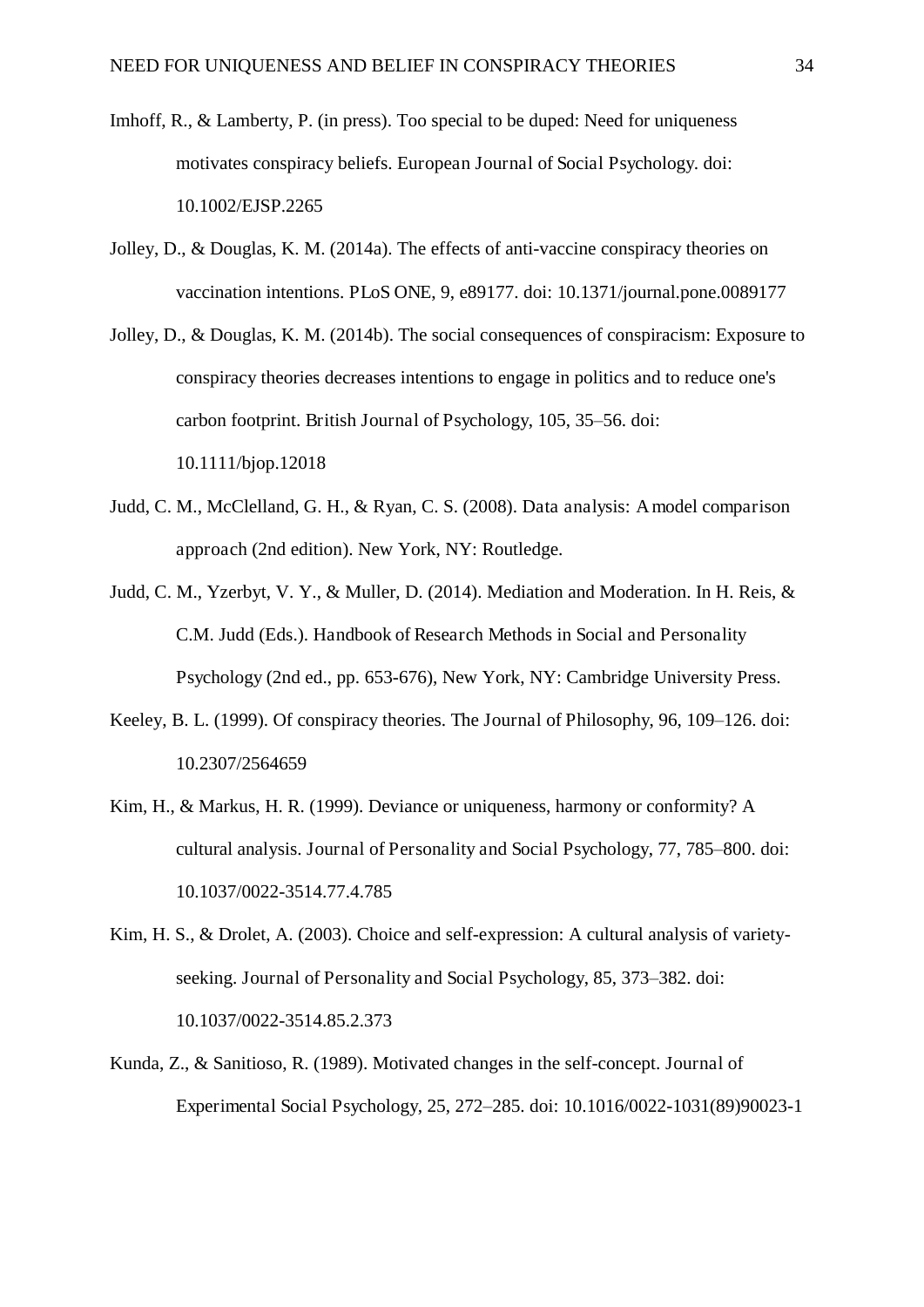Imhoff, R., & Lamberty, P. (in press). Too special to be duped: Need for uniqueness motivates conspiracy beliefs. European Journal of Social Psychology. doi: 10.1002/EJSP.2265

Jolley, D., & Douglas, K. M. (2014a). The effects of anti-vaccine conspiracy theories on vaccination intentions. PLoS ONE, 9, e89177. doi: 10.1371/journal.pone.0089177

Jolley, D., & Douglas, K. M. (2014b). The social consequences of conspiracism: Exposure to conspiracy theories decreases intentions to engage in politics and to reduce one's carbon footprint. British Journal of Psychology, 105, 35–56. doi: 10.1111/bjop.12018

Judd, C. M., McClelland, G. H., & Ryan, C. S. (2008). Data analysis: A model comparison approach (2nd edition). New York, NY: Routledge.

Judd, C. M., Yzerbyt, V. Y., & Muller, D. (2014). Mediation and Moderation. In H. Reis, & C.M. Judd (Eds.). Handbook of Research Methods in Social and Personality Psychology (2nd ed., pp. 653-676), New York, NY: Cambridge University Press.

Keeley, B. L. (1999). Of conspiracy theories. The Journal of Philosophy, 96, 109–126. doi: 10.2307/2564659

Kim, H., & Markus, H. R. (1999). Deviance or uniqueness, harmony or conformity? A cultural analysis. Journal of Personality and Social Psychology, 77, 785–800. doi: 10.1037/0022-3514.77.4.785

Kim, H. S., & Drolet, A. (2003). Choice and self-expression: A cultural analysis of variety-seeking. Journal of Personality and Social Psychology, 85, 373–382. doi: 10.1037/0022-3514.85.2.373

Kunda, Z., & Sanitioso, R. (1989). Motivated changes in the self-concept. Journal of Experimental Social Psychology, 25, 272–285. doi: 10.1016/0022-1031(89)90023-1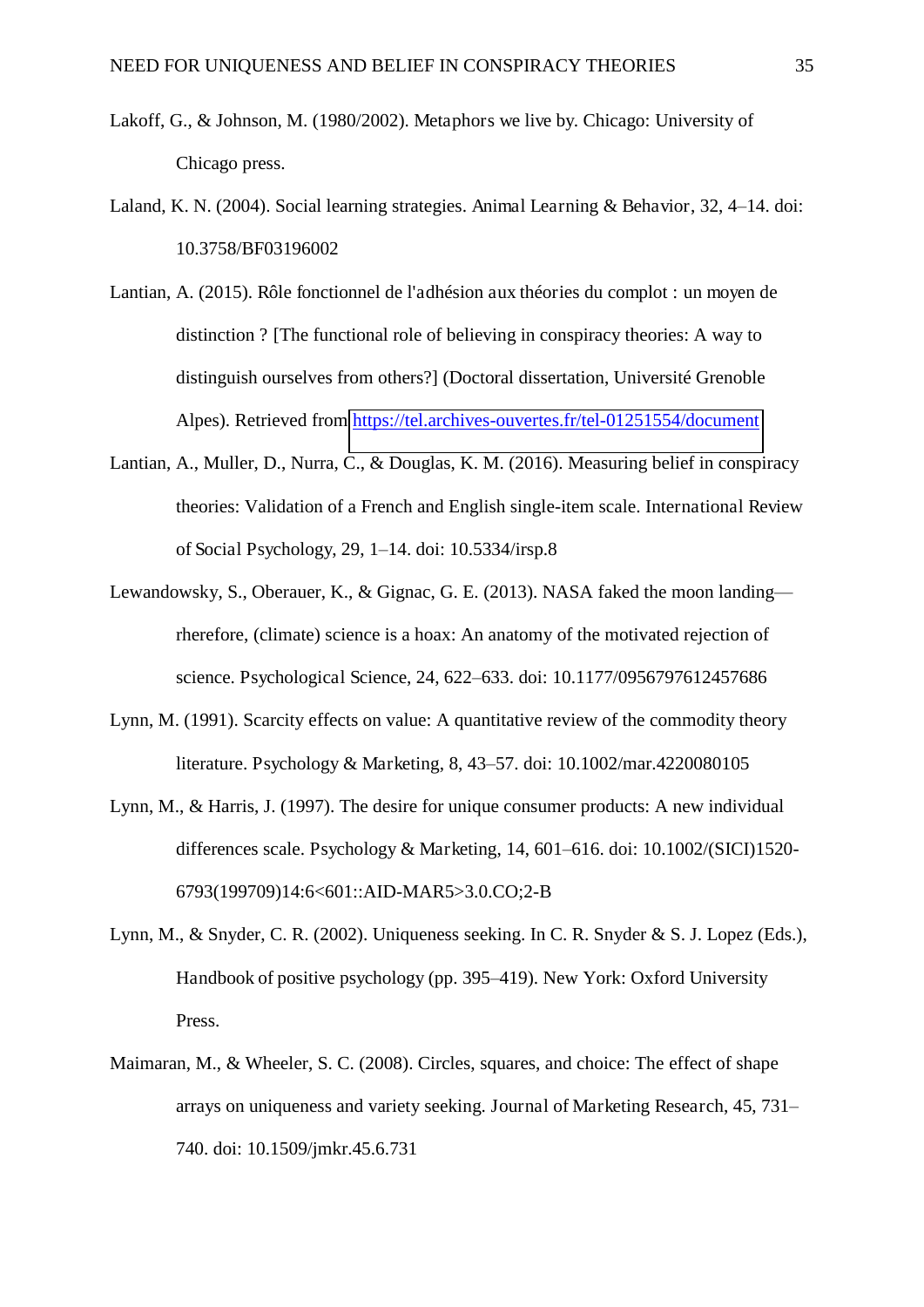Lakoff, G., & Johnson, M. (1980/2002). Metaphors we live by. Chicago: University of Chicago press.

Laland, K. N. (2004). Social learning strategies. Animal Learning & Behavior, 32, 4–14. doi: 10.3758/BF03196002

Lantian, A. (2015). Rôle fonctionnel de l'adhésion aux théories du complot : un moyen de distinction ? [The functional role of believing in conspiracy theories: A way to distinguish ourselves from others?] (Doctoral dissertation, Université Grenoble Alpes). Retrieved from https://tel.archives-ouvertes.fr/tel-01251554/document

Lantian, A., Muller, D., Nurra, C., & Douglas, K. M. (2016). Measuring belief in conspiracy theories: Validation of a French and English single-item scale. International Review of Social Psychology, 29, 1–14. doi: 10.5334/irsp.8

Lewandowsky, S., Oberauer, K., & Gignac, G. E. (2013). NASA faked the moon landing—rherefore, (climate) science is a hoax: An anatomy of the motivated rejection of science. Psychological Science, 24, 622–633. doi: 10.1177/0956797612457686

Lynn, M. (1991). Scarcity effects on value: A quantitative review of the commodity theory literature. Psychology & Marketing, 8, 43–57. doi: 10.1002/mar.4220080105

Lynn, M., & Harris, J. (1997). The desire for unique consumer products: A new individual differences scale. Psychology & Marketing, 14, 601–616. doi: 10.1002/(SICI)1520-6793(199709)14:6<601::AID-MAR5>3.0.CO;2-B

Lynn, M., & Snyder, C. R. (2002). Uniqueness seeking. In C. R. Snyder & S. J. Lopez (Eds.), Handbook of positive psychology (pp. 395–419). New York: Oxford University Press.

Maimaran, M., & Wheeler, S. C. (2008). Circles, squares, and choice: The effect of shape arrays on uniqueness and variety seeking. Journal of Marketing Research, 45, 731–740. doi: 10.1509/jmkr.45.6.731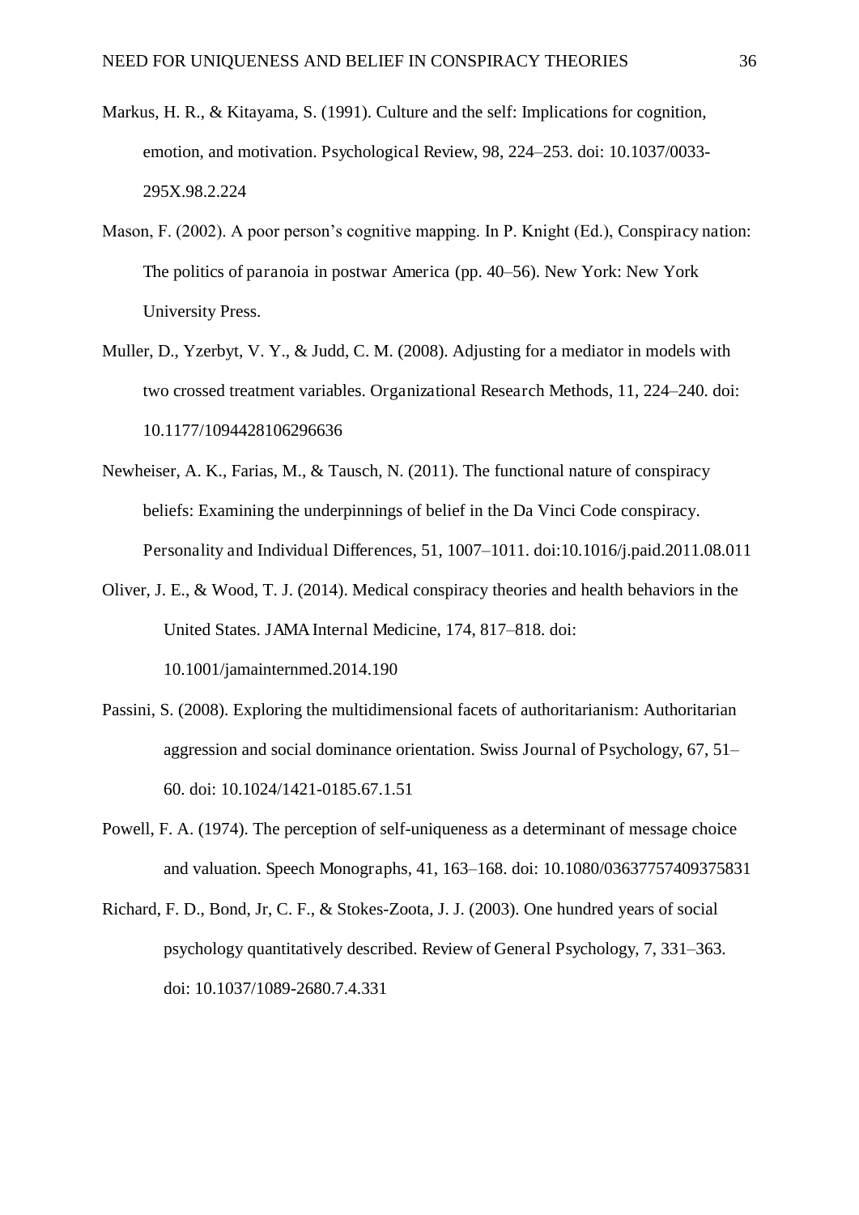Markus, H. R., & Kitayama, S. (1991). Culture and the self: Implications for cognition, emotion, and motivation. Psychological Review, 98, 224–253. doi: 10.1037/0033-295X.98.2.224

Mason, F. (2002). A poor person's cognitive mapping. In P. Knight (Ed.), Conspiracy nation: The politics of paranoia in postwar America (pp. 40–56). New York: New York University Press.

Muller, D., Yzerbyt, V. Y., & Judd, C. M. (2008). Adjusting for a mediator in models with two crossed treatment variables. Organizational Research Methods, 11, 224–240. doi: 10.1177/1094428106296636

Newheiser, A. K., Farias, M., & Tausch, N. (2011). The functional nature of conspiracy beliefs: Examining the underpinnings of belief in the Da Vinci Code conspiracy. Personality and Individual Differences, 51, 1007–1011. doi:10.1016/j.paid.2011.08.011

Oliver, J. E., & Wood, T. J. (2014). Medical conspiracy theories and health behaviors in the United States. JAMA Internal Medicine, 174, 817–818. doi: 10.1001/jamainternmed.2014.190

Passini, S. (2008). Exploring the multidimensional facets of authoritarianism: Authoritarian aggression and social dominance orientation. Swiss Journal of Psychology, 67, 51–60. doi: 10.1024/1421-0185.67.1.51

Powell, F. A. (1974). The perception of self-uniqueness as a determinant of message choice and valuation. Speech Monographs, 41, 163–168. doi: 10.1080/03637757409375831

Richard, F. D., Bond, Jr, C. F., & Stokes-Zoota, J. J. (2003). One hundred years of social psychology quantitatively described. Review of General Psychology, 7, 331–363. doi: 10.1037/1089-2680.7.4.331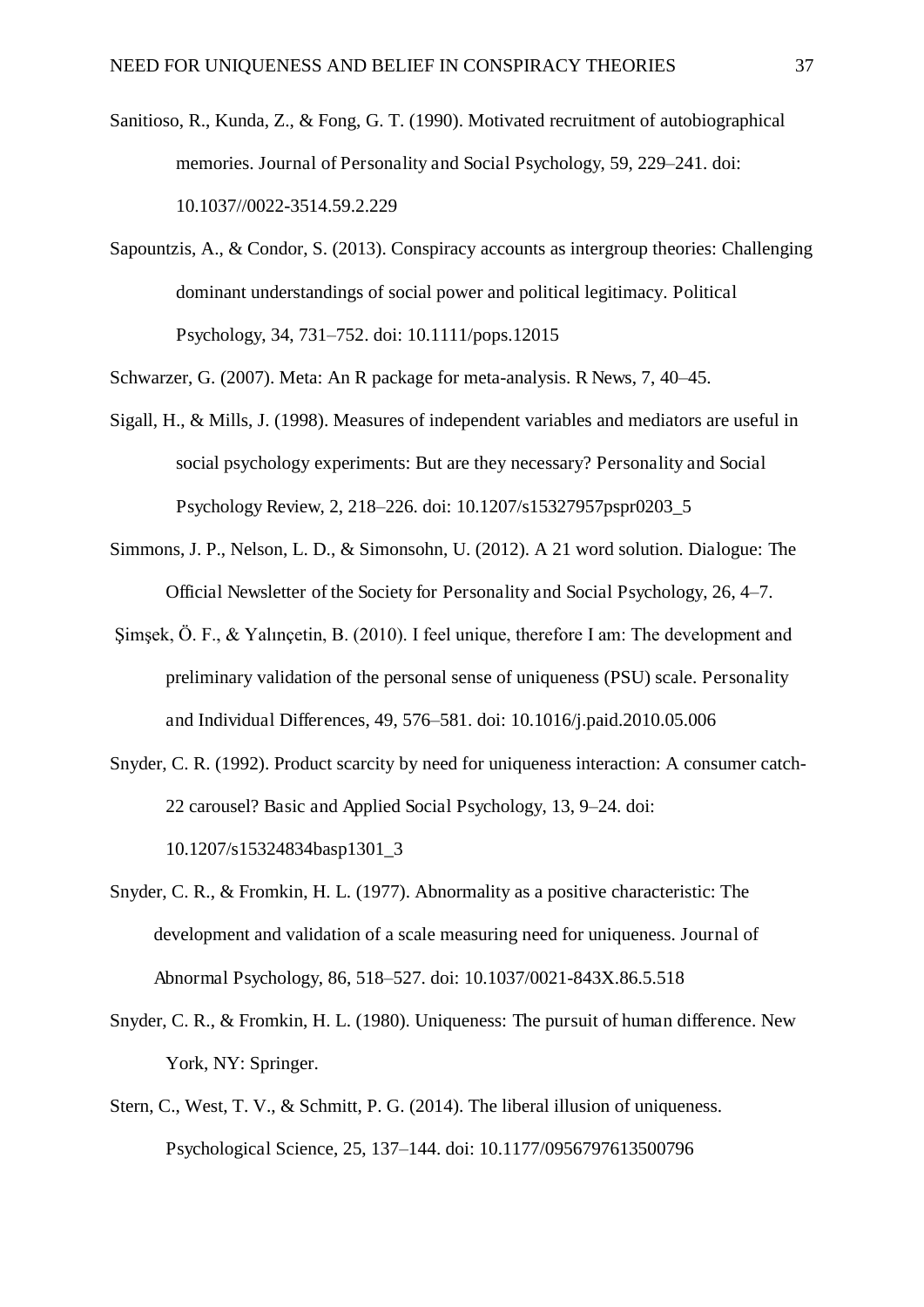Sanitioso, R., Kunda, Z., & Fong, G. T. (1990). Motivated recruitment of autobiographical memories. Journal of Personality and Social Psychology, 59, 229–241. doi: 10.1037//0022-3514.59.2.229

Sapountzis, A., & Condor, S. (2013). Conspiracy accounts as intergroup theories: Challenging dominant understandings of social power and political legitimacy. Political Psychology, 34, 731–752. doi: 10.1111/pops.12015

Schwarzer, G. (2007). Meta: An R package for meta-analysis. R News, 7, 40–45.

Sigall, H., & Mills, J. (1998). Measures of independent variables and mediators are useful in social psychology experiments: But are they necessary? Personality and Social Psychology Review, 2, 218–226. doi: 10.1207/s15327957pspr0203_5

Simmons, J. P., Nelson, L. D., & Simonsohn, U. (2012). A 21 word solution. Dialogue: The Official Newsletter of the Society for Personality and Social Psychology, 26, 4–7.

Şimşek, Ö. F., & Yalınçetin, B. (2010). I feel unique, therefore I am: The development and preliminary validation of the personal sense of uniqueness (PSU) scale. Personality and Individual Differences, 49, 576–581. doi: 10.1016/j.paid.2010.05.006

Snyder, C. R. (1992). Product scarcity by need for uniqueness interaction: A consumer catch-22 carousel? Basic and Applied Social Psychology, 13, 9–24. doi: 10.1207/s15324834basp1301_3

Snyder, C. R., & Fromkin, H. L. (1977). Abnormality as a positive characteristic: The development and validation of a scale measuring need for uniqueness. Journal of Abnormal Psychology, 86, 518–527. doi: 10.1037/0021-843X.86.5.518

Snyder, C. R., & Fromkin, H. L. (1980). Uniqueness: The pursuit of human difference. New York, NY: Springer.

Stern, C., West, T. V., & Schmitt, P. G. (2014). The liberal illusion of uniqueness. Psychological Science, 25, 137–144. doi: 10.1177/0956797613500796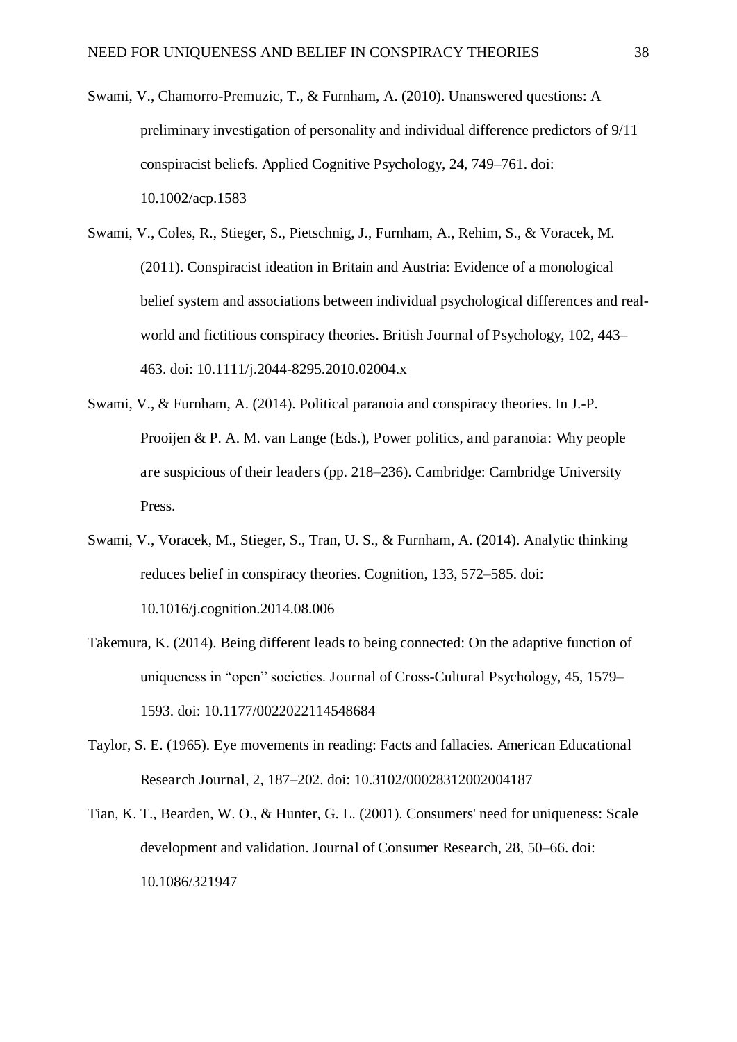Swami, V., Chamorro-Premuzic, T., & Furnham, A. (2010). Unanswered questions: A preliminary investigation of personality and individual difference predictors of 9/11 conspiracist beliefs. Applied Cognitive Psychology, 24, 749–761. doi: 10.1002/acp.1583

Swami, V., Coles, R., Stieger, S., Pietschnig, J., Furnham, A., Rehim, S., & Voracek, M. (2011). Conspiracist ideation in Britain and Austria: Evidence of a monological belief system and associations between individual psychological differences and real-world and fictitious conspiracy theories. British Journal of Psychology, 102, 443–463. doi: 10.1111/j.2044-8295.2010.02004.x

Swami, V., & Furnham, A. (2014). Political paranoia and conspiracy theories. In J.-P. Prooijen & P. A. M. van Lange (Eds.), Power politics, and paranoia: Why people are suspicious of their leaders (pp. 218–236). Cambridge: Cambridge University Press.

Swami, V., Voracek, M., Stieger, S., Tran, U. S., & Furnham, A. (2014). Analytic thinking reduces belief in conspiracy theories. Cognition, 133, 572–585. doi: 10.1016/j.cognition.2014.08.006

Takemura, K. (2014). Being different leads to being connected: On the adaptive function of uniqueness in "open" societies. Journal of Cross-Cultural Psychology, 45, 1579–1593. doi: 10.1177/0022022114548684

Taylor, S. E. (1965). Eye movements in reading: Facts and fallacies. American Educational Research Journal, 2, 187–202. doi: 10.3102/00028312002004187

Tian, K. T., Bearden, W. O., & Hunter, G. L. (2001). Consumers' need for uniqueness: Scale development and validation. Journal of Consumer Research, 28, 50–66. doi: 10.1086/321947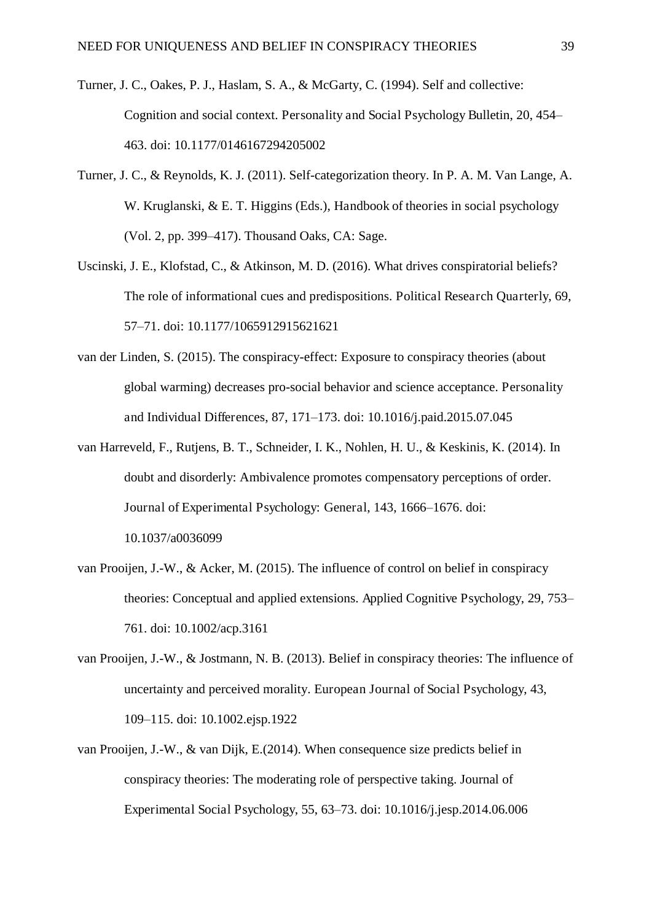Turner, J. C., Oakes, P. J., Haslam, S. A., & McGarty, C. (1994). Self and collective: Cognition and social context. *Personality and Social Psychology Bulletin, 20*, 454–463. doi: 10.1177/0146167294205002

Turner, J. C., & Reynolds, K. J. (2011). Self-categorization theory. In P. A. M. Van Lange, A. W. Kruglanski, & E. T. Higgins (Eds.), *Handbook of theories in social psychology* (Vol. 2, pp. 399–417). Thousand Oaks, CA: Sage.

Uscinski, J. E., Klofstad, C., & Atkinson, M. D. (2016). What drives conspiratorial beliefs? The role of informational cues and predispositions. *Political Research Quarterly, 69*, 57–71. doi: 10.1177/1065912915621621

van der Linden, S. (2015). The conspiracy-effect: Exposure to conspiracy theories (about global warming) decreases pro-social behavior and science acceptance. *Personality and Individual Differences, 87*, 171–173. doi: 10.1016/j.paid.2015.07.045

van Harreveld, F., Rutjens, B. T., Schneider, I. K., Nohlen, H. U., & Keskinis, K. (2014). In doubt and disorderly: Ambivalence promotes compensatory perceptions of order. *Journal of Experimental Psychology: General, 143*, 1666–1676. doi: 10.1037/a0036099

van Prooijen, J.-W., & Acker, M. (2015). The influence of control on belief in conspiracy theories: Conceptual and applied extensions. *Applied Cognitive Psychology, 29*, 753–761. doi: 10.1002/acp.3161

van Prooijen, J.-W., & Jostmann, N. B. (2013). Belief in conspiracy theories: The influence of uncertainty and perceived morality. *European Journal of Social Psychology, 43*, 109–115. doi: 10.1002.ejsp.1922

van Prooijen, J.-W., & van Dijk, E.(2014). When consequence size predicts belief in conspiracy theories: The moderating role of perspective taking. *Journal of Experimental Social Psychology, 55*, 63–73. doi: 10.1016/j.jesp.2014.06.006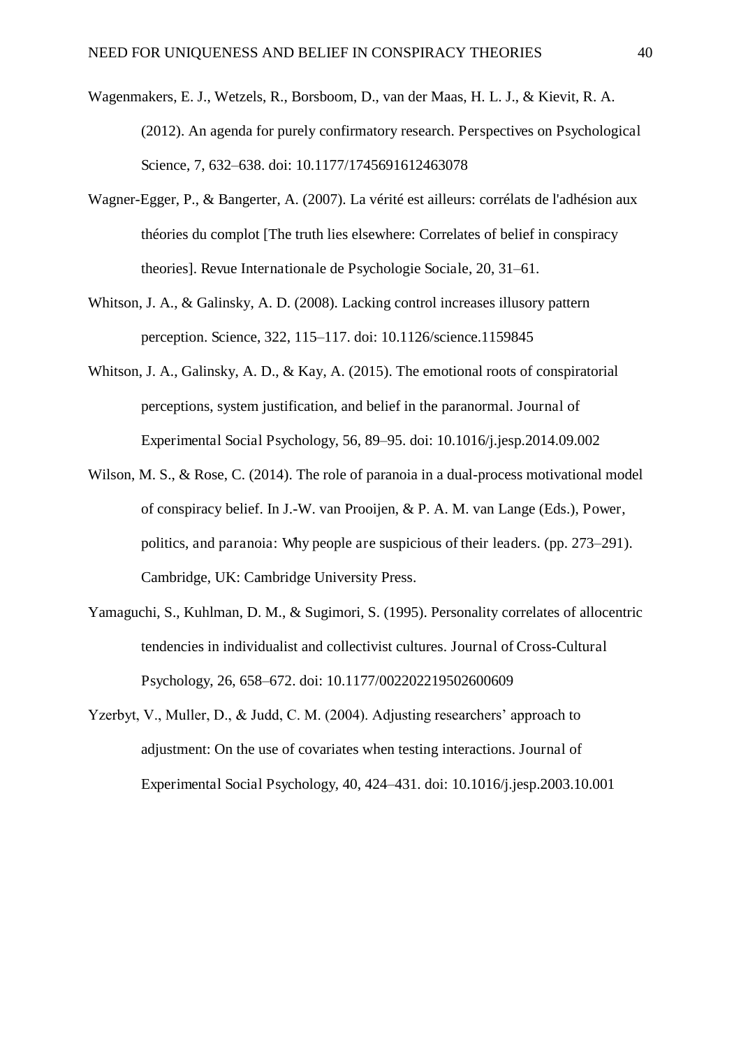Wagenmakers, E. J., Wetzels, R., Borsboom, D., van der Maas, H. L. J., & Kievit, R. A. (2012). An agenda for purely confirmatory research. Perspectives on Psychological Science, 7, 632–638. doi: 10.1177/1745691612463078

Wagner-Egger, P., & Bangerter, A. (2007). La vérité est ailleurs: corrélats de l'adhésion aux théories du complot [The truth lies elsewhere: Correlates of belief in conspiracy theories]. Revue Internationale de Psychologie Sociale, 20, 31–61.

Whitson, J. A., & Galinsky, A. D. (2008). Lacking control increases illusory pattern perception. Science, 322, 115–117. doi: 10.1126/science.1159845

Whitson, J. A., Galinsky, A. D., & Kay, A. (2015). The emotional roots of conspiratorial perceptions, system justification, and belief in the paranormal. Journal of Experimental Social Psychology, 56, 89–95. doi: 10.1016/j.jesp.2014.09.002

Wilson, M. S., & Rose, C. (2014). The role of paranoia in a dual-process motivational model of conspiracy belief. In J.-W. van Prooijen, & P. A. M. van Lange (Eds.), Power, politics, and paranoia: Why people are suspicious of their leaders. (pp. 273–291). Cambridge, UK: Cambridge University Press.

Yamaguchi, S., Kuhlman, D. M., & Sugimori, S. (1995). Personality correlates of allocentric tendencies in individualist and collectivist cultures. Journal of Cross-Cultural Psychology, 26, 658–672. doi: 10.1177/002202219502600609

Yzerbyt, V., Muller, D., & Judd, C. M. (2004). Adjusting researchers' approach to adjustment: On the use of covariates when testing interactions. Journal of Experimental Social Psychology, 40, 424–431. doi: 10.1016/j.jesp.2003.10.001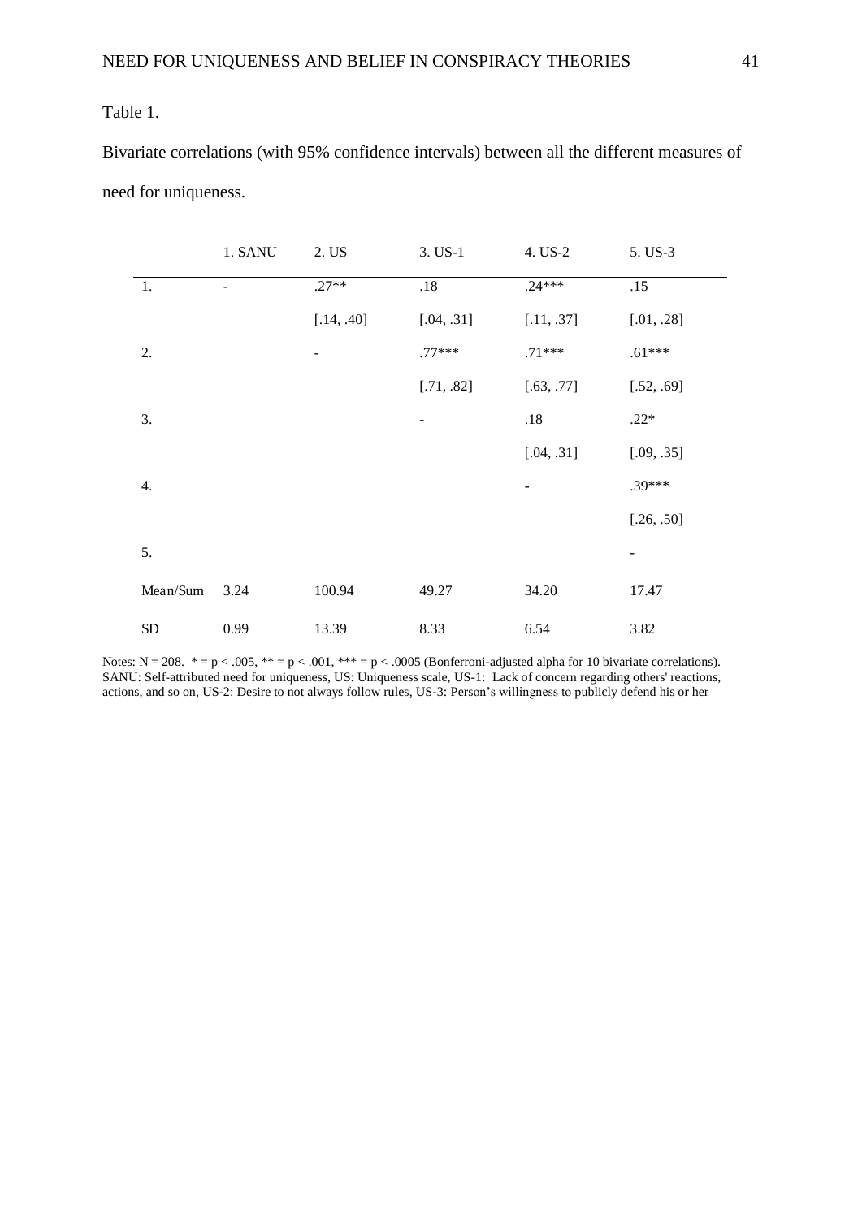Table 1.

Bivariate correlations (with 95% confidence intervals) between all the different measures of need for uniqueness.

| | 1. SANU | 2. US | 3. US-1 | 4. US-2 | 5. US-3 |
|---|---|---|---|---|---|
| 1. | - | .27** | .18 | .24*** | .15 |
| | | [.14, .40] | [.04, .31] | [.11, .37] | [.01, .28] |
| 2. | | - | .77*** | .71*** | .61*** |
| | | | [.71, .82] | [.63, .77] | [.52, .69] |
| 3. | | | - | .18 | .22* |
| | | | | [.04, .31] | [.09, .35] |
| 4. | | | | - | .39*** |
| | | | | | [.26, .50] |
| 5. | | | | | - |
| Mean/Sum | 3.24 | 100.94 | 49.27 | 34.20 | 17.47 |
| SD | 0.99 | 13.39 | 8.33 | 6.54 | 3.82 |

Notes: N = 208. * = $p < .005$, ** = $p < .001$, *** = $p < .0005$ (Bonferroni-adjusted alpha for 10 bivariate correlations). SANU: Self-attributed need for uniqueness, US: Uniqueness scale, US-1: Lack of concern regarding others' reactions, actions, and so on, US-2: Desire to not always follow rules, US-3: Person's willingness to publicly defend his or her